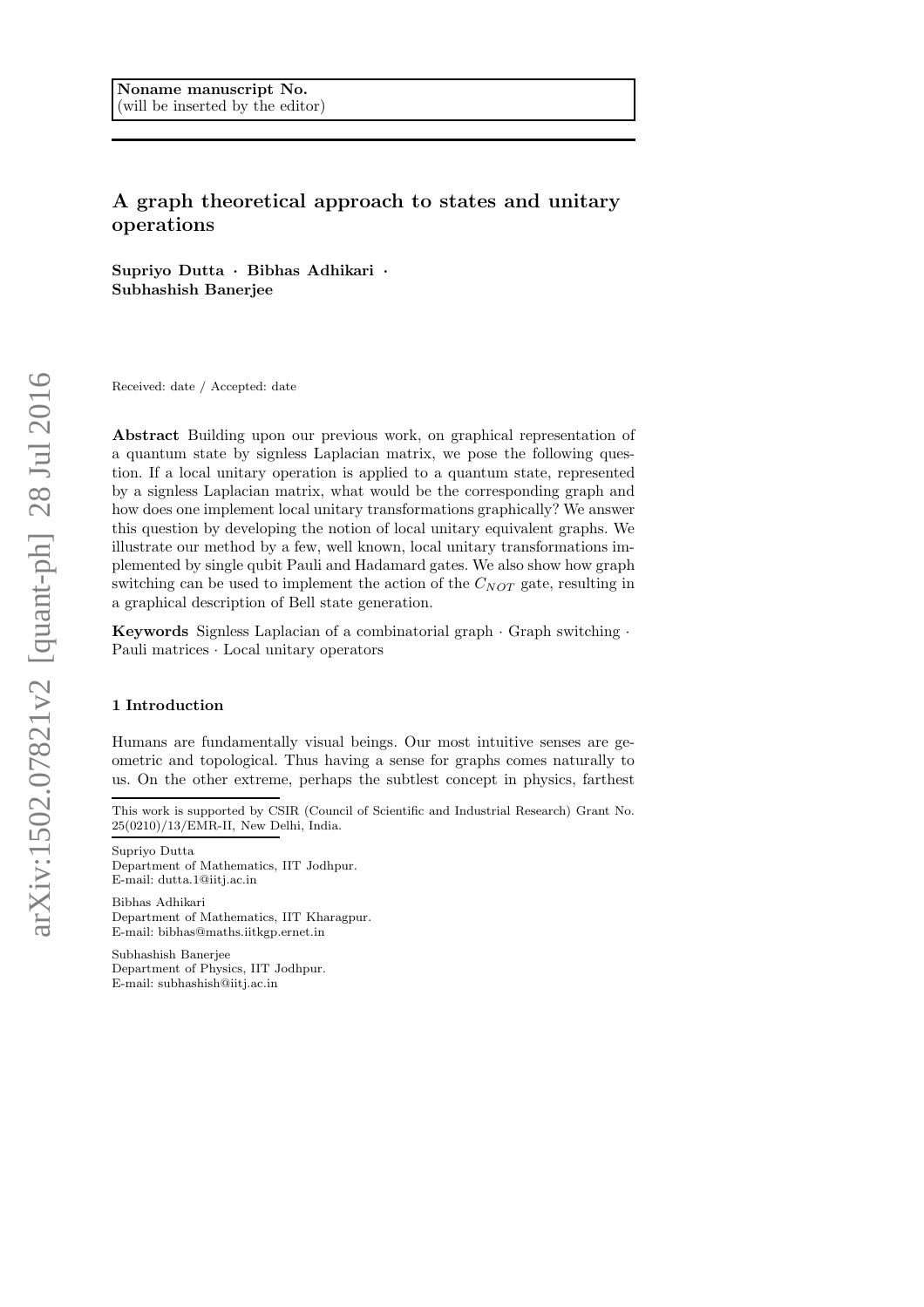**Noname manuscript No.**
(will be inserted by the editor)

# A graph theoretical approach to states and unitary operations

**Supriyo Dutta · Bibhas Adhikari · Subhashish Banerjee**

Received: date / Accepted: date

**Abstract** Building upon our previous work, on graphical representation of a quantum state by signless Laplacian matrix, we pose the following question. If a local unitary operation is applied to a quantum state, represented by a signless Laplacian matrix, what would be the corresponding graph and how does one implement local unitary transformations graphically? We answer this question by developing the notion of local unitary equivalent graphs. We illustrate our method by a few, well known, local unitary transformations implemented by single qubit Pauli and Hadamard gates. We also show how graph switching can be used to implement the action of the $C_{NOT}$ gate, resulting in a graphical description of Bell state generation.

**Keywords** Signless Laplacian of a combinatorial graph · Graph switching · Pauli matrices · Local unitary operators

## 1 Introduction

Humans are fundamentally visual beings. Our most intuitive senses are geometric and topological. Thus having a sense for graphs comes naturally to us. On the other extreme, perhaps the subtlest concept in physics, farthest

---

This work is supported by CSIR (Council of Scientific and Industrial Research) Grant No. 25(0210)/13/EMR-II, New Delhi, India.

Supriyo Dutta
Department of Mathematics, IIT Jodhpur.
E-mail: dutta.1@iitj.ac.in

Bibhas Adhikari
Department of Mathematics, IIT Kharagpur.
E-mail: bibhas@maths.iitkgp.ernet.in

Subhashish Banerjee
Department of Physics, IIT Jodhpur.
E-mail: subhashish@iitj.ac.in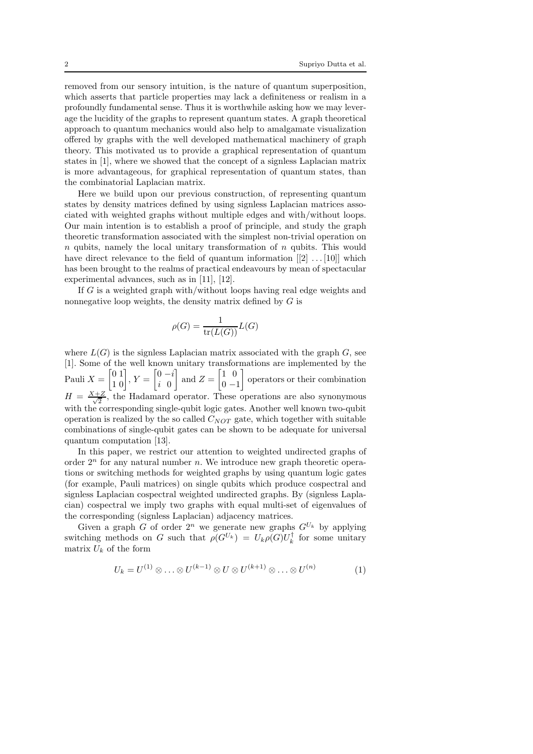removed from our sensory intuition, is the nature of quantum superposition, which asserts that particle properties may lack a definiteness or realism in a profoundly fundamental sense. Thus it is worthwhile asking how we may leverage the lucidity of the graphs to represent quantum states. A graph theoretical approach to quantum mechanics would also help to amalgamate visualization offered by graphs with the well developed mathematical machinery of graph theory. This motivated us to provide a graphical representation of quantum states in [1], where we showed that the concept of a signless Laplacian matrix is more advantageous, for graphical representation of quantum states, than the combinatorial Laplacian matrix.

Here we build upon our previous construction, of representing quantum states by density matrices defined by using signless Laplacian matrices associated with weighted graphs without multiple edges and with/without loops. Our main intention is to establish a proof of principle, and study the graph theoretic transformation associated with the simplest non-trivial operation on $n$ qubits, namely the local unitary transformation of $n$ qubits. This would have direct relevance to the field of quantum information [[2] ... [10]] which has been brought to the realms of practical endeavours by mean of spectacular experimental advances, such as in [11], [12].

If $G$ is a weighted graph with/without loops having real edge weights and nonnegative loop weights, the density matrix defined by $G$ is

$$\rho(G) = \frac{1}{\operatorname{tr}(L(G))} L(G)$$

where $L(G)$ is the signless Laplacian matrix associated with the graph $G$, see [1]. Some of the well known unitary transformations are implemented by the Pauli $X = \begin{bmatrix} 0 & 1 \\ 1 & 0 \end{bmatrix}$, $Y = \begin{bmatrix} 0 & -i \\ i & 0 \end{bmatrix}$ and $Z = \begin{bmatrix} 1 & 0 \\ 0 & -1 \end{bmatrix}$ operators or their combination $H = \frac{X+Z}{\sqrt{2}}$, the Hadamard operator. These operations are also synonymous with the corresponding single-qubit logic gates. Another well known two-qubit operation is realized by the so called $C_{NOT}$ gate, which together with suitable combinations of single-qubit gates can be shown to be adequate for universal quantum computation [13].

In this paper, we restrict our attention to weighted undirected graphs of order $2^n$ for any natural number $n$. We introduce new graph theoretic operations or switching methods for weighted graphs by using quantum logic gates (for example, Pauli matrices) on single qubits which produce cospectral and signless Laplacian cospectral weighted undirected graphs. By (signless Laplacian) cospectral we imply two graphs with equal multi-set of eigenvalues of the corresponding (signless Laplacian) adjacency matrices.

Given a graph $G$ of order $2^n$ we generate new graphs $G^{U_k}$ by applying switching methods on $G$ such that $\rho(G^{U_k}) = U_k \rho(G) U_k^\dagger$ for some unitary matrix $U_k$ of the form

$$U_k = U^{(1)} \otimes \ldots \otimes U^{(k-1)} \otimes U \otimes U^{(k+1)} \otimes \ldots \otimes U^{(n)} \tag{1}$$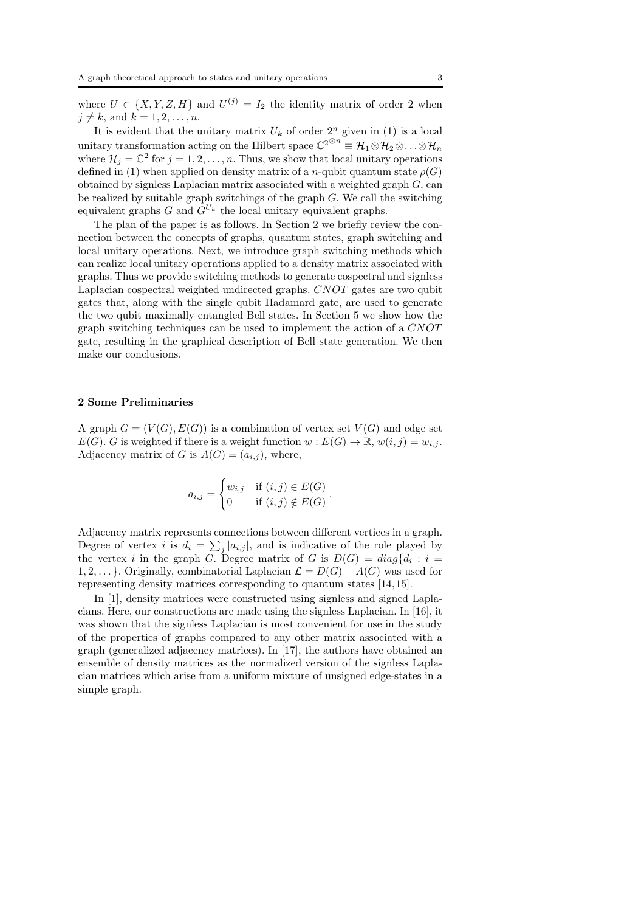where $U \in \{X, Y, Z, H\}$ and $U^{(j)} = I_2$ the identity matrix of order 2 when $j \neq k$, and $k = 1, 2, \ldots, n$.

It is evident that the unitary matrix $U_k$ of order $2^n$ given in (1) is a local unitary transformation acting on the Hilbert space $\mathbb{C}^{2^{\otimes n}} \equiv \mathcal{H}_1 \otimes \mathcal{H}_2 \otimes \ldots \otimes \mathcal{H}_n$ where $\mathcal{H}_j = \mathbb{C}^2$ for $j = 1, 2, \ldots, n$. Thus, we show that local unitary operations defined in (1) when applied on density matrix of a $n$-qubit quantum state $\rho(G)$ obtained by signless Laplacian matrix associated with a weighted graph $G$, can be realized by suitable graph switchings of the graph $G$. We call the switching equivalent graphs $G$ and $G^{U_k}$ the local unitary equivalent graphs.

The plan of the paper is as follows. In Section 2 we briefly review the connection between the concepts of graphs, quantum states, graph switching and local unitary operations. Next, we introduce graph switching methods which can realize local unitary operations applied to a density matrix associated with graphs. Thus we provide switching methods to generate cospectral and signless Laplacian cospectral weighted undirected graphs. *CNOT* gates are two qubit gates that, along with the single qubit Hadamard gate, are used to generate the two qubit maximally entangled Bell states. In Section 5 we show how the graph switching techniques can be used to implement the action of a *CNOT* gate, resulting in the graphical description of Bell state generation. We then make our conclusions.

## 2 Some Preliminaries

A graph $G = (V(G), E(G))$ is a combination of vertex set $V(G)$ and edge set $E(G)$. $G$ is weighted if there is a weight function $w : E(G) \to \mathbb{R}$, $w(i, j) = w_{i,j}$. Adjacency matrix of $G$ is $A(G) = (a_{i,j})$, where,

$$a_{i,j} = \begin{cases} w_{i,j} & \text{if } (i, j) \in E(G) \\ 0 & \text{if } (i, j) \notin E(G) \end{cases}.$$

Adjacency matrix represents connections between different vertices in a graph. Degree of vertex $i$ is $d_i = \sum_j |a_{i,j}|$, and is indicative of the role played by the vertex $i$ in the graph $G$. Degree matrix of $G$ is $D(G) = diag\{d_i : i = 1, 2, \ldots\}$. Originally, combinatorial Laplacian $\mathcal{L} = D(G) - A(G)$ was used for representing density matrices corresponding to quantum states [14, 15].

In [1], density matrices were constructed using signless and signed Laplacians. Here, our constructions are made using the signless Laplacian. In [16], it was shown that the signless Laplacian is most convenient for use in the study of the properties of graphs compared to any other matrix associated with a graph (generalized adjacency matrices). In [17], the authors have obtained an ensemble of density matrices as the normalized version of the signless Laplacian matrices which arise from a uniform mixture of unsigned edge-states in a simple graph.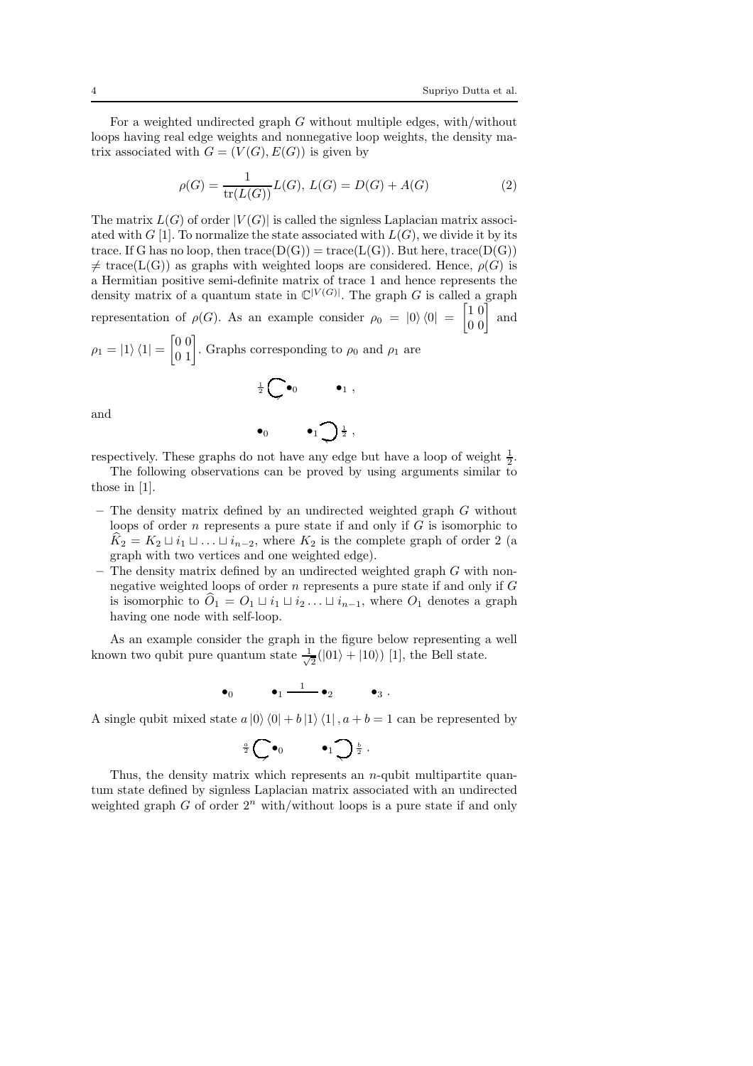For a weighted undirected graph $G$ without multiple edges, with/without loops having real edge weights and nonnegative loop weights, the density matrix associated with $G = (V(G), E(G))$ is given by

$$\rho(G) = \frac{1}{\operatorname{tr}(L(G))} L(G),\ L(G) = D(G) + A(G) \tag{2}$$

The matrix $L(G)$ of order $|V(G)|$ is called the signless Laplacian matrix associated with $G$ [1]. To normalize the state associated with $L(G)$, we divide it by its trace. If G has no loop, then $\operatorname{trace}(D(G)) = \operatorname{trace}(L(G))$. But here, $\operatorname{trace}(D(G)) \neq \operatorname{trace}(L(G))$ as graphs with weighted loops are considered. Hence, $\rho(G)$ is a Hermitian positive semi-definite matrix of trace 1 and hence represents the density matrix of a quantum state in $\mathbb{C}^{|V(G)|}$. The graph $G$ is called a graph representation of $\rho(G)$. As an example consider $\rho_0 = |0\rangle\langle 0| = \begin{bmatrix} 1 & 0 \\ 0 & 0 \end{bmatrix}$ and $\rho_1 = |1\rangle\langle 1| = \begin{bmatrix} 0 & 0 \\ 0 & 1 \end{bmatrix}$. Graphs corresponding to $\rho_0$ and $\rho_1$ are

$$\tfrac{1}{2}\circlearrowleft \bullet_0 \qquad \bullet_1 \ ,$$

and

$$\bullet_0 \qquad \bullet_1 \circlearrowright \tfrac{1}{2} \ ,$$

respectively. These graphs do not have any edge but have a loop of weight $\frac{1}{2}$.

The following observations can be proved by using arguments similar to those in [1].

- The density matrix defined by an undirected weighted graph $G$ without loops of order $n$ represents a pure state if and only if $G$ is isomorphic to $\widehat{K}_2 = K_2 \sqcup i_1 \sqcup \ldots \sqcup i_{n-2}$, where $K_2$ is the complete graph of order 2 (a graph with two vertices and one weighted edge).
- The density matrix defined by an undirected weighted graph $G$ with non-negative weighted loops of order $n$ represents a pure state if and only if $G$ is isomorphic to $\widehat{O}_1 = O_1 \sqcup i_1 \sqcup i_2 \ldots \sqcup i_{n-1}$, where $O_1$ denotes a graph having one node with self-loop.

As an example consider the graph in the figure below representing a well known two qubit pure quantum state $\frac{1}{\sqrt{2}}(|01\rangle + |10\rangle)$ [1], the Bell state.

$$\bullet_0 \qquad \bullet_1 \overset{1}{\text{———}} \bullet_2 \qquad \bullet_3 \ .$$

A single qubit mixed state $a|0\rangle\langle 0| + b|1\rangle\langle 1|, a + b = 1$ can be represented by

$$\tfrac{a}{2}\circlearrowleft \bullet_0 \qquad \bullet_1 \circlearrowright \tfrac{b}{2} \ .$$

Thus, the density matrix which represents an $n$-qubit multipartite quantum state defined by signless Laplacian matrix associated with an undirected weighted graph $G$ of order $2^n$ with/without loops is a pure state if and only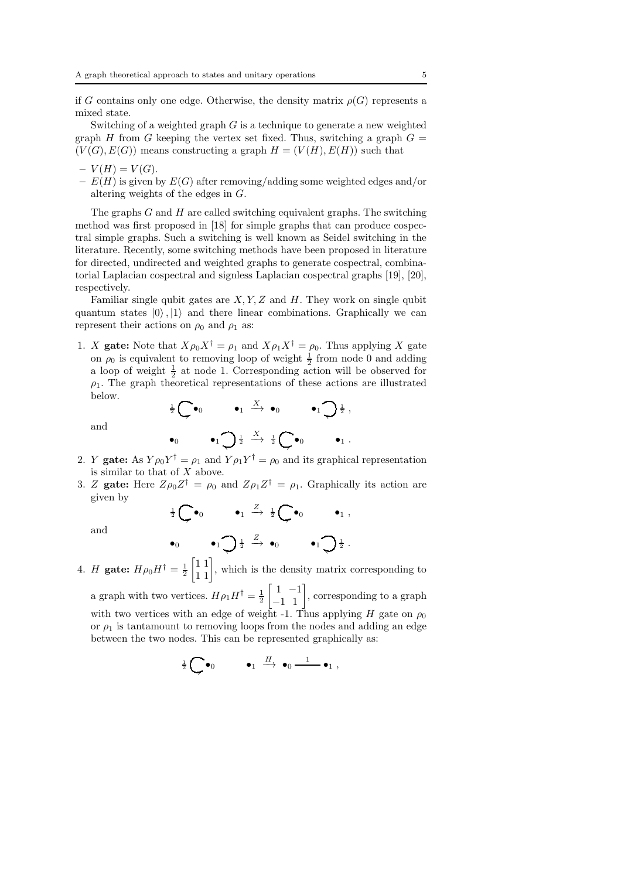if $G$ contains only one edge. Otherwise, the density matrix $\rho(G)$ represents a mixed state.

Switching of a weighted graph $G$ is a technique to generate a new weighted graph $H$ from $G$ keeping the vertex set fixed. Thus, switching a graph $G = (V(G), E(G))$ means constructing a graph $H = (V(H), E(H))$ such that

- $V(H) = V(G)$.
- $E(H)$ is given by $E(G)$ after removing/adding some weighted edges and/or altering weights of the edges in $G$.

The graphs $G$ and $H$ are called switching equivalent graphs. The switching method was first proposed in [18] for simple graphs that can produce cospectral simple graphs. Such a switching is well known as Seidel switching in the literature. Recently, some switching methods have been proposed in literature for directed, undirected and weighted graphs to generate cospectral, combinatorial Laplacian cospectral and signless Laplacian cospectral graphs [19], [20], respectively.

Familiar single qubit gates are $X, Y, Z$ and $H$. They work on single qubit quantum states $|0\rangle, |1\rangle$ and there linear combinations. Graphically we can represent their actions on $\rho_0$ and $\rho_1$ as:

1. **$X$ gate:** Note that $X\rho_0 X^\dagger = \rho_1$ and $X\rho_1 X^\dagger = \rho_0$. Thus applying $X$ gate on $\rho_0$ is equivalent to removing loop of weight $\frac{1}{2}$ from node 0 and adding a loop of weight $\frac{1}{2}$ at node 1. Corresponding action will be observed for $\rho_1$. The graph theoretical representations of these actions are illustrated below.

$$\tfrac{1}{2}\circlearrowleft\bullet_0 \qquad \bullet_1 \xrightarrow{X} \bullet_0 \qquad \bullet_1\circlearrowright\tfrac{1}{2}\ ,$$

and

$$\bullet_0 \qquad \bullet_1\circlearrowright\tfrac{1}{2} \xrightarrow{X} \tfrac{1}{2}\circlearrowleft\bullet_0 \qquad \bullet_1\ .$$

2. **$Y$ gate:** As $Y\rho_0 Y^\dagger = \rho_1$ and $Y\rho_1 Y^\dagger = \rho_0$ and its graphical representation is similar to that of $X$ above.
3. **$Z$ gate:** Here $Z\rho_0 Z^\dagger = \rho_0$ and $Z\rho_1 Z^\dagger = \rho_1$. Graphically its action are given by

$$\tfrac{1}{2}\circlearrowleft\bullet_0 \qquad \bullet_1 \xrightarrow{Z} \tfrac{1}{2}\circlearrowleft\bullet_0 \qquad \bullet_1\ ,$$

and

$$\bullet_0 \qquad \bullet_1\circlearrowright\tfrac{1}{2} \xrightarrow{Z} \bullet_0 \qquad \bullet_1\circlearrowright\tfrac{1}{2}\ .$$

4. **$H$ gate:** $H\rho_0 H^\dagger = \frac{1}{2}\begin{bmatrix} 1 & 1 \\ 1 & 1 \end{bmatrix}$, which is the density matrix corresponding to a graph with two vertices. $H\rho_1 H^\dagger = \frac{1}{2}\begin{bmatrix} 1 & -1 \\ -1 & 1 \end{bmatrix}$, corresponding to a graph with two vertices with an edge of weight -1. Thus applying $H$ gate on $\rho_0$ or $\rho_1$ is tantamount to removing loops from the nodes and adding an edge between the two nodes. This can be represented graphically as:

$$\tfrac{1}{2}\circlearrowleft\bullet_0 \qquad \bullet_1 \xrightarrow{H} \bullet_0 \overset{1}{\text{———}} \bullet_1\ ,$$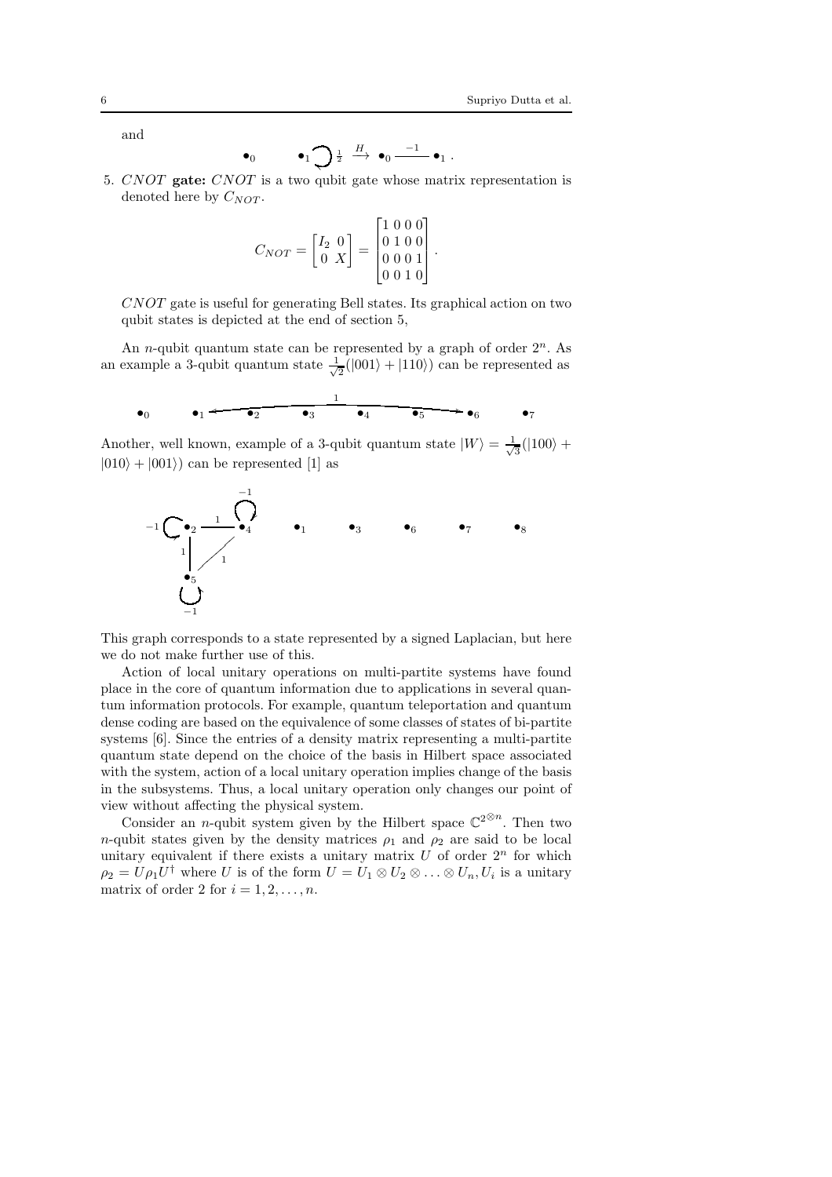and

$$\bullet_0 \qquad \bullet_1 \circlearrowright \tfrac{1}{2} \xrightarrow{H} \bullet_0 \xrightarrow{-1} \bullet_1 .$$

5. *CNOT* **gate:** *CNOT* is a two qubit gate whose matrix representation is denoted here by $C_{NOT}$.

$$C_{NOT} = \begin{bmatrix} I_2 & 0 \\ 0 & X \end{bmatrix} = \begin{bmatrix} 1 & 0 & 0 & 0 \\ 0 & 1 & 0 & 0 \\ 0 & 0 & 0 & 1 \\ 0 & 0 & 1 & 0 \end{bmatrix}.$$

*CNOT* gate is useful for generating Bell states. Its graphical action on two qubit states is depicted at the end of section 5,

An $n$-qubit quantum state can be represented by a graph of order $2^n$. As an example a 3-qubit quantum state $\frac{1}{\sqrt{2}}(|001\rangle + |110\rangle)$ can be represented as

$$\bullet_0 \quad \bullet_1 \overset{1}{\longleftrightarrow} \bullet_6 \qquad \bullet_2 \quad \bullet_3 \quad \bullet_4 \quad \bullet_5 \quad \bullet_7$$

Another, well known, example of a 3-qubit quantum state $|W\rangle = \frac{1}{\sqrt{3}}(|100\rangle + |010\rangle + |001\rangle)$ can be represented [1] as

$$\bullet_2 \overset{1}{—} \bullet_4, \quad \bullet_2 \overset{1}{—} \bullet_5, \quad \bullet_4 \overset{1}{—} \bullet_5, \quad \text{loops of weight } -1 \text{ at } \bullet_2, \bullet_4, \bullet_5; \qquad \bullet_1 \quad \bullet_3 \quad \bullet_6 \quad \bullet_7 \quad \bullet_8$$

This graph corresponds to a state represented by a signed Laplacian, but here we do not make further use of this.

Action of local unitary operations on multi-partite systems have found place in the core of quantum information due to applications in several quantum information protocols. For example, quantum teleportation and quantum dense coding are based on the equivalence of some classes of states of bi-partite systems [6]. Since the entries of a density matrix representing a multi-partite quantum state depend on the choice of the basis in Hilbert space associated with the system, action of a local unitary operation implies change of the basis in the subsystems. Thus, a local unitary operation only changes our point of view without affecting the physical system.

Consider an $n$-qubit system given by the Hilbert space $\mathbb{C}^{2^{\otimes n}}$. Then two $n$-qubit states given by the density matrices $\rho_1$ and $\rho_2$ are said to be local unitary equivalent if there exists a unitary matrix $U$ of order $2^n$ for which $\rho_2 = U\rho_1 U^\dagger$ where $U$ is of the form $U = U_1 \otimes U_2 \otimes \ldots \otimes U_n, U_i$ is a unitary matrix of order 2 for $i = 1, 2, \ldots, n$.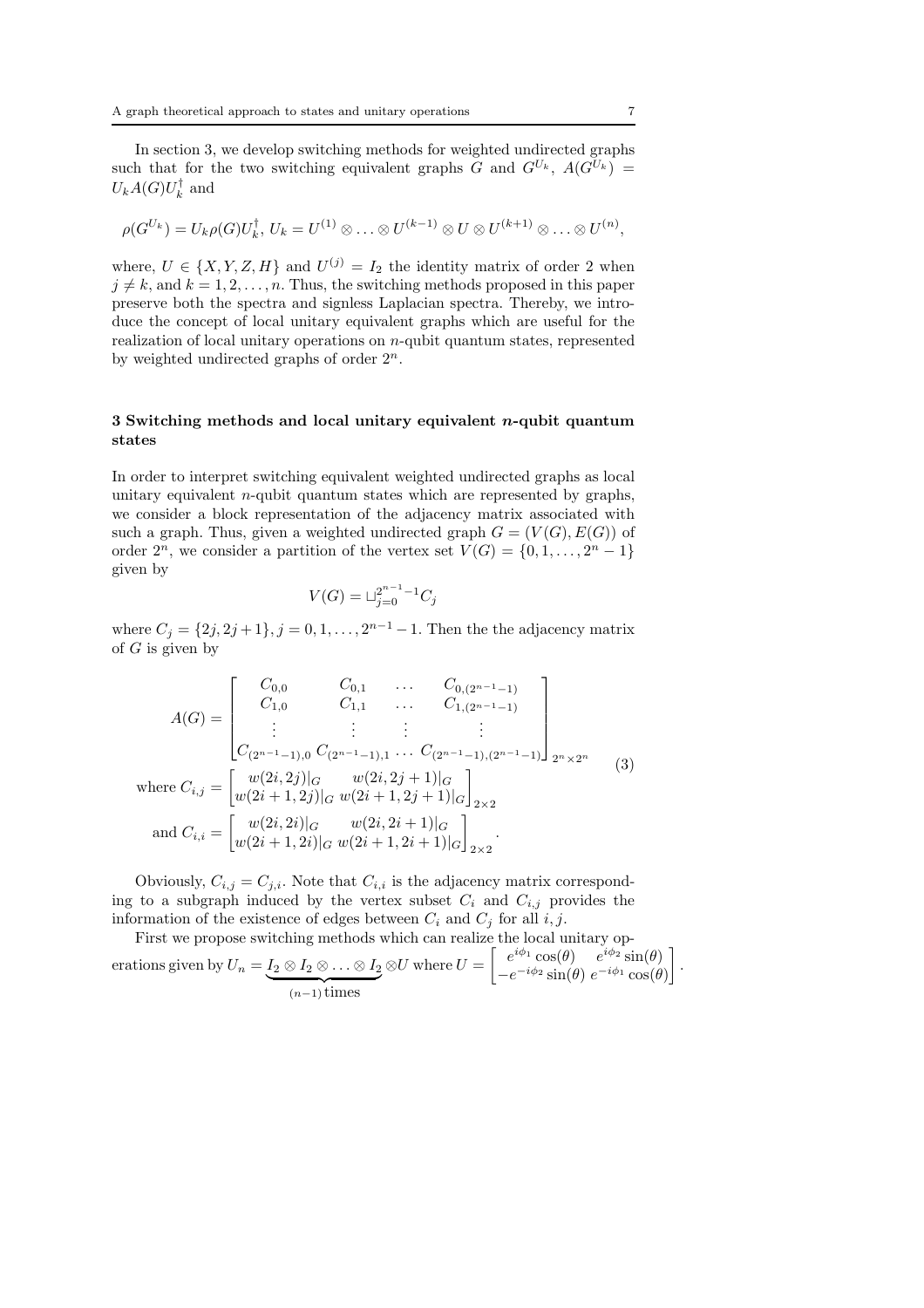In section 3, we develop switching methods for weighted undirected graphs such that for the two switching equivalent graphs $G$ and $G^{U_k}$, $A(G^{U_k}) = U_k A(G) U_k^\dagger$ and

$$\rho(G^{U_k}) = U_k \rho(G) U_k^\dagger,\; U_k = U^{(1)} \otimes \ldots \otimes U^{(k-1)} \otimes U \otimes U^{(k+1)} \otimes \ldots \otimes U^{(n)},$$

where, $U \in \{X, Y, Z, H\}$ and $U^{(j)} = I_2$ the identity matrix of order 2 when $j \neq k$, and $k = 1, 2, \ldots, n$. Thus, the switching methods proposed in this paper preserve both the spectra and signless Laplacian spectra. Thereby, we introduce the concept of local unitary equivalent graphs which are useful for the realization of local unitary operations on $n$-qubit quantum states, represented by weighted undirected graphs of order $2^n$.

## 3 Switching methods and local unitary equivalent $n$-qubit quantum states

In order to interpret switching equivalent weighted undirected graphs as local unitary equivalent $n$-qubit quantum states which are represented by graphs, we consider a block representation of the adjacency matrix associated with such a graph. Thus, given a weighted undirected graph $G = (V(G), E(G))$ of order $2^n$, we consider a partition of the vertex set $V(G) = \{0, 1, \ldots, 2^n - 1\}$ given by

$$V(G) = \sqcup_{j=0}^{2^{n-1}-1} C_j$$

where $C_j = \{2j, 2j+1\}, j = 0, 1, \ldots, 2^{n-1} - 1$. Then the the adjacency matrix of $G$ is given by

$$A(G) = \begin{bmatrix} C_{0,0} & C_{0,1} & \ldots & C_{0,(2^{n-1}-1)} \\ C_{1,0} & C_{1,1} & \ldots & C_{1,(2^{n-1}-1)} \\ \vdots & \vdots & \vdots & \vdots \\ C_{(2^{n-1}-1),0} & C_{(2^{n-1}-1),1} & \ldots & C_{(2^{n-1}-1),(2^{n-1}-1)} \end{bmatrix}_{2^n \times 2^n}$$

$$\text{where } C_{i,j} = \begin{bmatrix} w(2i, 2j)|_G & w(2i, 2j+1)|_G \\ w(2i+1, 2j)|_G & w(2i+1, 2j+1)|_G \end{bmatrix}_{2\times 2} \tag{3}$$

$$\text{and } C_{i,i} = \begin{bmatrix} w(2i, 2i)|_G & w(2i, 2i+1)|_G \\ w(2i+1, 2i)|_G & w(2i+1, 2i+1)|_G \end{bmatrix}_{2\times 2}.$$

Obviously, $C_{i,j} = C_{j,i}$. Note that $C_{i,i}$ is the adjacency matrix corresponding to a subgraph induced by the vertex subset $C_i$ and $C_{i,j}$ provides the information of the existence of edges between $C_i$ and $C_j$ for all $i, j$.

First we propose switching methods which can realize the local unitary operations given by $U_n = \underbrace{I_2 \otimes I_2 \otimes \ldots \otimes I_2}_{(n-1)\,\text{times}} \otimes U$ where $U = \begin{bmatrix} e^{i\phi_1}\cos(\theta) & e^{i\phi_2}\sin(\theta) \\ -e^{-i\phi_2}\sin(\theta) & e^{-i\phi_1}\cos(\theta) \end{bmatrix}$.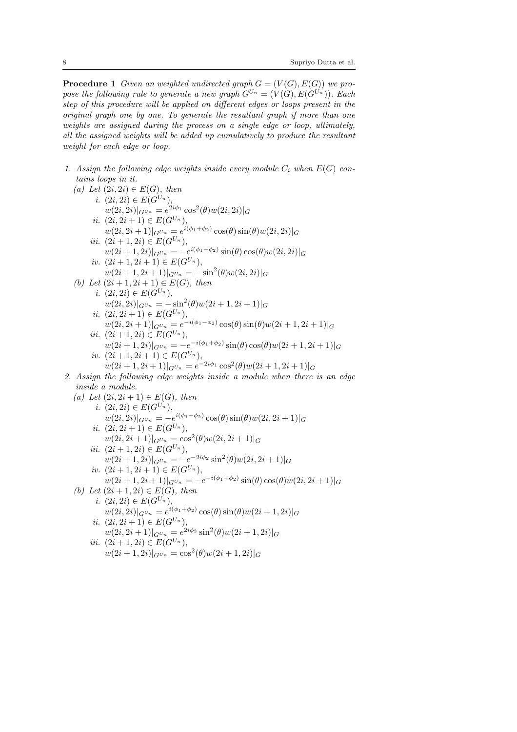**Procedure 1** *Given an weighted undirected graph $G = (V(G), E(G))$ we propose the following rule to generate a new graph $G^{U_n} = (V(G), E(G^{U_n}))$. Each step of this procedure will be applied on different edges or loops present in the original graph one by one. To generate the resultant graph if more than one weights are assigned during the process on a single edge or loop, ultimately, all the assigned weights will be added up cumulatively to produce the resultant weight for each edge or loop.*

1. *Assign the following edge weights inside every module $C_i$ when $E(G)$ contains loops in it.*
   (a) *Let $(2i, 2i) \in E(G)$, then*
      i. $(2i, 2i) \in E(G^{U_n})$,
      $w(2i, 2i)|_{G^{U_n}} = e^{2i\phi_1} \cos^2(\theta) w(2i, 2i)|_G$
      ii. $(2i, 2i+1) \in E(G^{U_n})$,
      $w(2i, 2i+1)|_{G^{U_n}} = e^{i(\phi_1+\phi_2)} \cos(\theta) \sin(\theta) w(2i, 2i)|_G$
      iii. $(2i+1, 2i) \in E(G^{U_n})$,
      $w(2i+1, 2i)|_{G^{U_n}} = -e^{i(\phi_1-\phi_2)} \sin(\theta) \cos(\theta) w(2i, 2i)|_G$
      iv. $(2i+1, 2i+1) \in E(G^{U_n})$,
      $w(2i+1, 2i+1)|_{G^{U_n}} = -\sin^2(\theta) w(2i, 2i)|_G$
   (b) *Let $(2i+1, 2i+1) \in E(G)$, then*
      i. $(2i, 2i) \in E(G^{U_n})$,
      $w(2i, 2i)|_{G^{U_n}} = -\sin^2(\theta) w(2i+1, 2i+1)|_G$
      ii. $(2i, 2i+1) \in E(G^{U_n})$,
      $w(2i, 2i+1)|_{G^{U_n}} = e^{-i(\phi_1-\phi_2)} \cos(\theta) \sin(\theta) w(2i+1, 2i+1)|_G$
      iii. $(2i+1, 2i) \in E(G^{U_n})$,
      $w(2i+1, 2i)|_{G^{U_n}} = -e^{-i(\phi_1+\phi_2)} \sin(\theta) \cos(\theta) w(2i+1, 2i+1)|_G$
      iv. $(2i+1, 2i+1) \in E(G^{U_n})$,
      $w(2i+1, 2i+1)|_{G^{U_n}} = e^{-2i\phi_1} \cos^2(\theta) w(2i+1, 2i+1)|_G$
2. *Assign the following edge weights inside a module when there is an edge inside a module.*
   (a) *Let $(2i, 2i+1) \in E(G)$, then*
      i. $(2i, 2i) \in E(G^{U_n})$,
      $w(2i, 2i)|_{G^{U_n}} = -e^{i(\phi_1-\phi_2)} \cos(\theta) \sin(\theta) w(2i, 2i+1)|_G$
      ii. $(2i, 2i+1) \in E(G^{U_n})$,
      $w(2i, 2i+1)|_{G^{U_n}} = \cos^2(\theta) w(2i, 2i+1)|_G$
      iii. $(2i+1, 2i) \in E(G^{U_n})$,
      $w(2i+1, 2i)|_{G^{U_n}} = -e^{-2i\phi_2} \sin^2(\theta) w(2i, 2i+1)|_G$
      iv. $(2i+1, 2i+1) \in E(G^{U_n})$,
      $w(2i+1, 2i+1)|_{G^{U_n}} = -e^{-i(\phi_1+\phi_2)} \sin(\theta) \cos(\theta) w(2i, 2i+1)|_G$
   (b) *Let $(2i+1, 2i) \in E(G)$, then*
      i. $(2i, 2i) \in E(G^{U_n})$,
      $w(2i, 2i)|_{G^{U_n}} = e^{i(\phi_1+\phi_2)} \cos(\theta) \sin(\theta) w(2i+1, 2i)|_G$
      ii. $(2i, 2i+1) \in E(G^{U_n})$,
      $w(2i, 2i+1)|_{G^{U_n}} = e^{2i\phi_2} \sin^2(\theta) w(2i+1, 2i)|_G$
      iii. $(2i+1, 2i) \in E(G^{U_n})$,
      $w(2i+1, 2i)|_{G^{U_n}} = \cos^2(\theta) w(2i+1, 2i)|_G$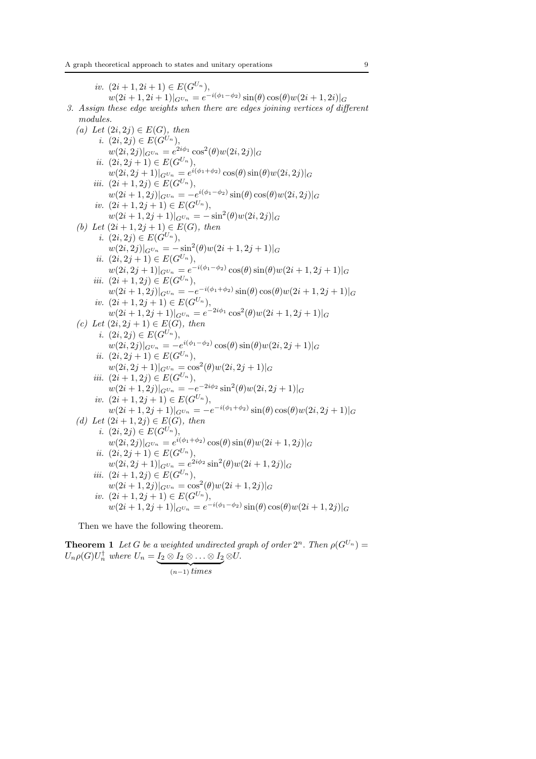*iv.* $(2i+1, 2i+1) \in E(G^{U_n})$,
$w(2i+1, 2i+1)|_{G^{U_n}} = e^{-i(\phi_1-\phi_2)} \sin(\theta)\cos(\theta) w(2i+1, 2i)|_G$

3. *Assign these edge weights when there are edges joining vertices of different modules.*
   (a) *Let* $(2i, 2j) \in E(G)$*, then*
      *i.* $(2i, 2j) \in E(G^{U_n})$,
      $w(2i, 2j)|_{G^{U_n}} = e^{2i\phi_1} \cos^2(\theta) w(2i, 2j)|_G$
      *ii.* $(2i, 2j+1) \in E(G^{U_n})$,
      $w(2i, 2j+1)|_{G^{U_n}} = e^{i(\phi_1+\phi_2)} \cos(\theta)\sin(\theta) w(2i, 2j)|_G$
      *iii.* $(2i+1, 2j) \in E(G^{U_n})$,
      $w(2i+1, 2j)|_{G^{U_n}} = -e^{i(\phi_1-\phi_2)} \sin(\theta)\cos(\theta) w(2i, 2j)|_G$
      *iv.* $(2i+1, 2j+1) \in E(G^{U_n})$,
      $w(2i+1, 2j+1)|_{G^{U_n}} = -\sin^2(\theta) w(2i, 2j)|_G$
   (b) *Let* $(2i+1, 2j+1) \in E(G)$*, then*
      *i.* $(2i, 2j) \in E(G^{U_n})$,
      $w(2i, 2j)|_{G^{U_n}} = -\sin^2(\theta) w(2i+1, 2j+1)|_G$
      *ii.* $(2i, 2j+1) \in E(G^{U_n})$,
      $w(2i, 2j+1)|_{G^{U_n}} = e^{-i(\phi_1-\phi_2)} \cos(\theta)\sin(\theta) w(2i+1, 2j+1)|_G$
      *iii.* $(2i+1, 2j) \in E(G^{U_n})$,
      $w(2i+1, 2j)|_{G^{U_n}} = -e^{-i(\phi_1+\phi_2)} \sin(\theta)\cos(\theta) w(2i+1, 2j+1)|_G$
      *iv.* $(2i+1, 2j+1) \in E(G^{U_n})$,
      $w(2i+1, 2j+1)|_{G^{U_n}} = e^{-2i\phi_1} \cos^2(\theta) w(2i+1, 2j+1)|_G$
   (c) *Let* $(2i, 2j+1) \in E(G)$*, then*
      *i.* $(2i, 2j) \in E(G^{U_n})$,
      $w(2i, 2j)|_{G^{U_n}} = -e^{i(\phi_1-\phi_2)} \cos(\theta)\sin(\theta) w(2i, 2j+1)|_G$
      *ii.* $(2i, 2j+1) \in E(G^{U_n})$,
      $w(2i, 2j+1)|_{G^{U_n}} = \cos^2(\theta) w(2i, 2j+1)|_G$
      *iii.* $(2i+1, 2j) \in E(G^{U_n})$,
      $w(2i+1, 2j)|_{G^{U_n}} = -e^{-2i\phi_2} \sin^2(\theta) w(2i, 2j+1)|_G$
      *iv.* $(2i+1, 2j+1) \in E(G^{U_n})$,
      $w(2i+1, 2j+1)|_{G^{U_n}} = -e^{-i(\phi_1+\phi_2)} \sin(\theta)\cos(\theta) w(2i, 2j+1)|_G$
   (d) *Let* $(2i+1, 2j) \in E(G)$*, then*
      *i.* $(2i, 2j) \in E(G^{U_n})$,
      $w(2i, 2j)|_{G^{U_n}} = e^{i(\phi_1+\phi_2)} \cos(\theta)\sin(\theta) w(2i+1, 2j)|_G$
      *ii.* $(2i, 2j+1) \in E(G^{U_n})$,
      $w(2i, 2j+1)|_{G^{U_n}} = e^{2i\phi_2} \sin^2(\theta) w(2i+1, 2j)|_G$
      *iii.* $(2i+1, 2j) \in E(G^{U_n})$,
      $w(2i+1, 2j)|_{G^{U_n}} = \cos^2(\theta) w(2i+1, 2j)|_G$
      *iv.* $(2i+1, 2j+1) \in E(G^{U_n})$,
      $w(2i+1, 2j+1)|_{G^{U_n}} = e^{-i(\phi_1-\phi_2)} \sin(\theta)\cos(\theta) w(2i+1, 2j)|_G$

Then we have the following theorem.

**Theorem 1** *Let $G$ be a weighted undirected graph of order $2^n$. Then $\rho(G^{U_n}) = U_n \rho(G) U_n^\dagger$ where $U_n = \underbrace{I_2 \otimes I_2 \otimes \ldots \otimes I_2}_{(n-1)\, times} \otimes U$.*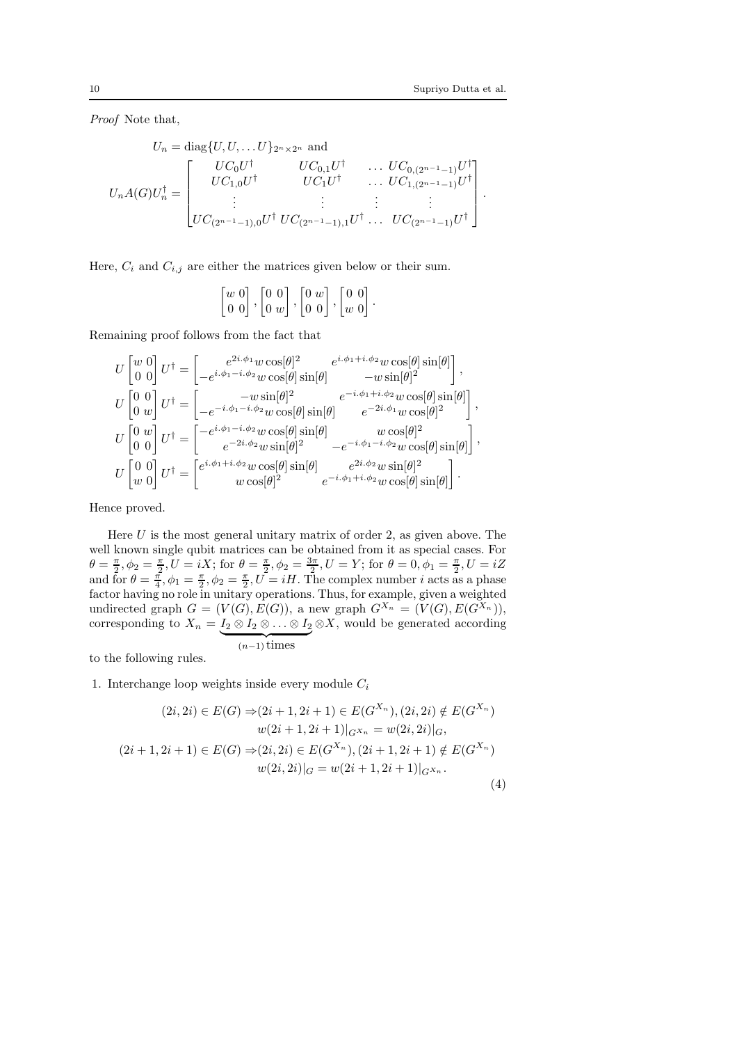*Proof* Note that,

$$U_n = \text{diag}\{U, U, \dots U\}_{2^n \times 2^n} \text{ and}$$

$$U_n A(G) U_n^\dagger = \begin{bmatrix} UC_0U^\dagger & UC_{0,1}U^\dagger & \dots & UC_{0,(2^{n-1}-1)}U^\dagger \\ UC_{1,0}U^\dagger & UC_1U^\dagger & \dots & UC_{1,(2^{n-1}-1)}U^\dagger \\ \vdots & \vdots & \vdots & \vdots \\ UC_{(2^{n-1}-1),0}U^\dagger & UC_{(2^{n-1}-1),1}U^\dagger & \dots & UC_{(2^{n-1}-1)}U^\dagger \end{bmatrix}.$$

Here, $C_i$ and $C_{i,j}$ are either the matrices given below or their sum.

$$\begin{bmatrix} w & 0 \\ 0 & 0 \end{bmatrix}, \begin{bmatrix} 0 & 0 \\ 0 & w \end{bmatrix}, \begin{bmatrix} 0 & w \\ 0 & 0 \end{bmatrix}, \begin{bmatrix} 0 & 0 \\ w & 0 \end{bmatrix}.$$

Remaining proof follows from the fact that

$$U \begin{bmatrix} w & 0 \\ 0 & 0 \end{bmatrix} U^\dagger = \begin{bmatrix} e^{2i.\phi_1} w \cos[\theta]^2 & e^{i.\phi_1 + i.\phi_2} w \cos[\theta] \sin[\theta] \\ -e^{i.\phi_1 - i.\phi_2} w \cos[\theta] \sin[\theta] & -w \sin[\theta]^2 \end{bmatrix},$$

$$U \begin{bmatrix} 0 & 0 \\ 0 & w \end{bmatrix} U^\dagger = \begin{bmatrix} -w \sin[\theta]^2 & e^{-i.\phi_1 + i.\phi_2} w \cos[\theta] \sin[\theta] \\ -e^{-i.\phi_1 - i.\phi_2} w \cos[\theta] \sin[\theta] & e^{-2i.\phi_1} w \cos[\theta]^2 \end{bmatrix},$$

$$U \begin{bmatrix} 0 & w \\ 0 & 0 \end{bmatrix} U^\dagger = \begin{bmatrix} -e^{i.\phi_1 - i.\phi_2} w \cos[\theta] \sin[\theta] & w \cos[\theta]^2 \\ e^{-2i.\phi_2} w \sin[\theta]^2 & -e^{-i.\phi_1 - i.\phi_2} w \cos[\theta] \sin[\theta] \end{bmatrix},$$

$$U \begin{bmatrix} 0 & 0 \\ w & 0 \end{bmatrix} U^\dagger = \begin{bmatrix} e^{i.\phi_1 + i.\phi_2} w \cos[\theta] \sin[\theta] & e^{2i.\phi_2} w \sin[\theta]^2 \\ w \cos[\theta]^2 & e^{-i.\phi_1 + i.\phi_2} w \cos[\theta] \sin[\theta] \end{bmatrix}.$$

Hence proved.

Here $U$ is the most general unitary matrix of order 2, as given above. The well known single qubit matrices can be obtained from it as special cases. For $\theta = \frac{\pi}{2}, \phi_2 = \frac{\pi}{2}, U = iX$; for $\theta = \frac{\pi}{2}, \phi_2 = \frac{3\pi}{2}, U = Y$; for $\theta = 0, \phi_1 = \frac{\pi}{2}, U = iZ$ and for $\theta = \frac{\pi}{4}, \phi_1 = \frac{\pi}{2}, \phi_2 = \frac{\pi}{2}, U = iH$. The complex number $i$ acts as a phase factor having no role in unitary operations. Thus, for example, given a weighted undirected graph $G = (V(G), E(G))$, a new graph $G^{X_n} = (V(G), E(G^{X_n}))$, corresponding to $X_n = \underbrace{I_2 \otimes I_2 \otimes \dots \otimes I_2}_{(n-1)\,\text{times}} \otimes X$, would be generated according to the following rules.

1. Interchange loop weights inside every module $C_i$

$$\begin{aligned}
(2i, 2i) \in E(G) \Rightarrow & (2i+1, 2i+1) \in E(G^{X_n}), (2i, 2i) \notin E(G^{X_n}) \\
& w(2i+1, 2i+1)|_{G^{X_n}} = w(2i, 2i)|_G, \\
(2i+1, 2i+1) \in E(G) \Rightarrow & (2i, 2i) \in E(G^{X_n}), (2i+1, 2i+1) \notin E(G^{X_n}) \\
& w(2i, 2i)|_G = w(2i+1, 2i+1)|_{G^{X_n}}.
\end{aligned} \tag{4}$$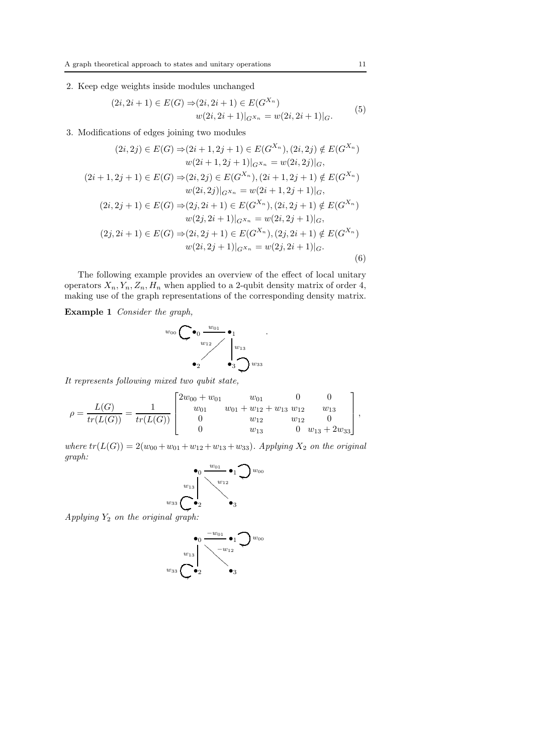2. Keep edge weights inside modules unchanged

$$\begin{aligned}(2i, 2i+1) \in E(G) \Rightarrow &(2i, 2i+1) \in E(G^{X_n}) \\ &w(2i, 2i+1)|_{G^{X_n}} = w(2i, 2i+1)|_G.\end{aligned} \tag{5}$$

3. Modifications of edges joining two modules

$$\begin{aligned}(2i, 2j) \in E(G) \Rightarrow &(2i+1, 2j+1) \in E(G^{X_n}), (2i, 2j) \notin E(G^{X_n}) \\ &w(2i+1, 2j+1)|_{G^{X_n}} = w(2i, 2j)|_G, \\ (2i+1, 2j+1) \in E(G) \Rightarrow &(2i, 2j) \in E(G^{X_n}), (2i+1, 2j+1) \notin E(G^{X_n}) \\ &w(2i, 2j)|_{G^{X_n}} = w(2i+1, 2j+1)|_G, \\ (2i, 2j+1) \in E(G) \Rightarrow &(2j, 2i+1) \in E(G^{X_n}), (2i, 2j+1) \notin E(G^{X_n}) \\ &w(2j, 2i+1)|_{G^{X_n}} = w(2i, 2j+1)|_G, \\ (2j, 2i+1) \in E(G) \Rightarrow &(2i, 2j+1) \in E(G^{X_n}), (2j, 2i+1) \notin E(G^{X_n}) \\ &w(2i, 2j+1)|_{G^{X_n}} = w(2j, 2i+1)|_G.\end{aligned} \tag{6}$$

The following example provides an overview of the effect of local unitary operators $X_n, Y_n, Z_n, H_n$ when applied to a 2-qubit density matrix of order 4, making use of the graph representations of the corresponding density matrix.

**Example 1** *Consider the graph,*

*It represents following mixed two qubit state,*

$$\rho = \frac{L(G)}{tr(L(G))} = \frac{1}{tr(L(G))}\begin{bmatrix} 2w_{00} + w_{01} & w_{01} & 0 & 0 \\ w_{01} & w_{01} + w_{12} + w_{13} & w_{12} & w_{13} \\ 0 & w_{12} & w_{12} & 0 \\ 0 & w_{13} & 0 & w_{13} + 2w_{33} \end{bmatrix},$$

*where* $tr(L(G)) = 2(w_{00} + w_{01} + w_{12} + w_{13} + w_{33})$. *Applying* $X_2$ *on the original graph:*

*Applying* $Y_2$ *on the original graph:*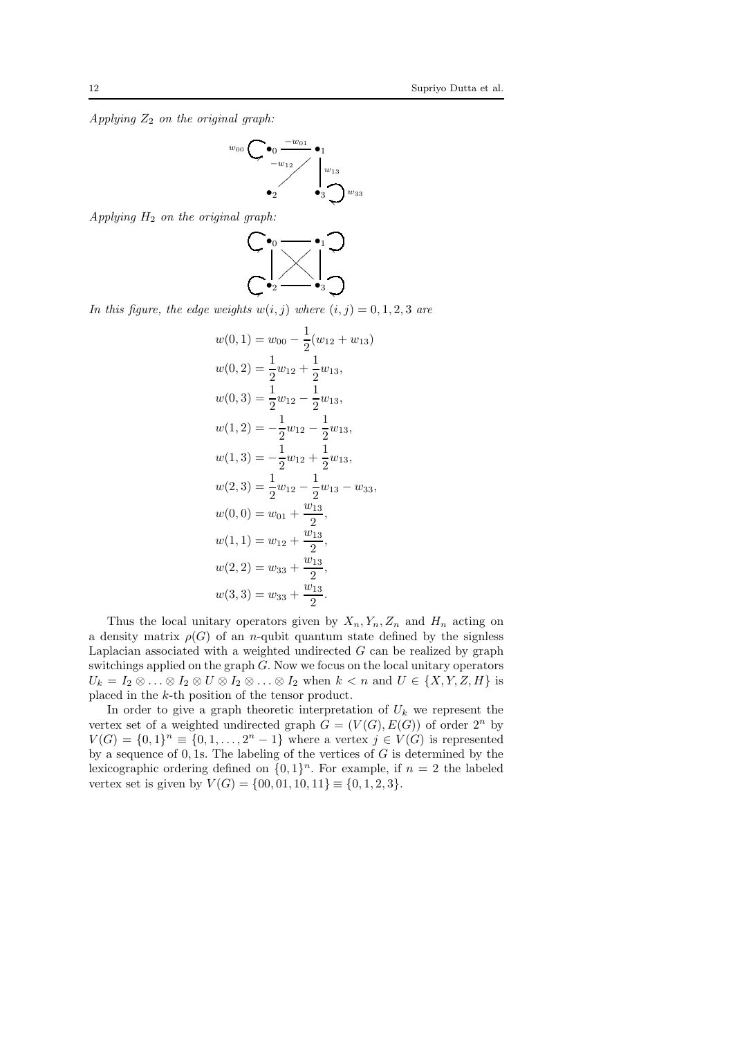*Applying $Z_2$ on the original graph:*

*Applying $H_2$ on the original graph:*

*In this figure, the edge weights $w(i,j)$ where $(i,j) = 0,1,2,3$ are*

$$
\begin{aligned}
w(0,1) &= w_{00} - \frac{1}{2}(w_{12} + w_{13}) \\
w(0,2) &= \frac{1}{2}w_{12} + \frac{1}{2}w_{13}, \\
w(0,3) &= \frac{1}{2}w_{12} - \frac{1}{2}w_{13}, \\
w(1,2) &= -\frac{1}{2}w_{12} - \frac{1}{2}w_{13}, \\
w(1,3) &= -\frac{1}{2}w_{12} + \frac{1}{2}w_{13}, \\
w(2,3) &= \frac{1}{2}w_{12} - \frac{1}{2}w_{13} - w_{33}, \\
w(0,0) &= w_{01} + \frac{w_{13}}{2}, \\
w(1,1) &= w_{12} + \frac{w_{13}}{2}, \\
w(2,2) &= w_{33} + \frac{w_{13}}{2}, \\
w(3,3) &= w_{33} + \frac{w_{13}}{2}.
\end{aligned}
$$

Thus the local unitary operators given by $X_n, Y_n, Z_n$ and $H_n$ acting on a density matrix $\rho(G)$ of an $n$-qubit quantum state defined by the signless Laplacian associated with a weighted undirected $G$ can be realized by graph switchings applied on the graph $G$. Now we focus on the local unitary operators $U_k = I_2 \otimes \ldots \otimes I_2 \otimes U \otimes I_2 \otimes \ldots \otimes I_2$ when $k < n$ and $U \in \{X, Y, Z, H\}$ is placed in the $k$-th position of the tensor product.

In order to give a graph theoretic interpretation of $U_k$ we represent the vertex set of a weighted undirected graph $G = (V(G), E(G))$ of order $2^n$ by $V(G) = \{0,1\}^n \equiv \{0, 1, \ldots, 2^n - 1\}$ where a vertex $j \in V(G)$ is represented by a sequence of 0, 1s. The labeling of the vertices of $G$ is determined by the lexicographic ordering defined on $\{0,1\}^n$. For example, if $n = 2$ the labeled vertex set is given by $V(G) = \{00, 01, 10, 11\} \equiv \{0, 1, 2, 3\}$.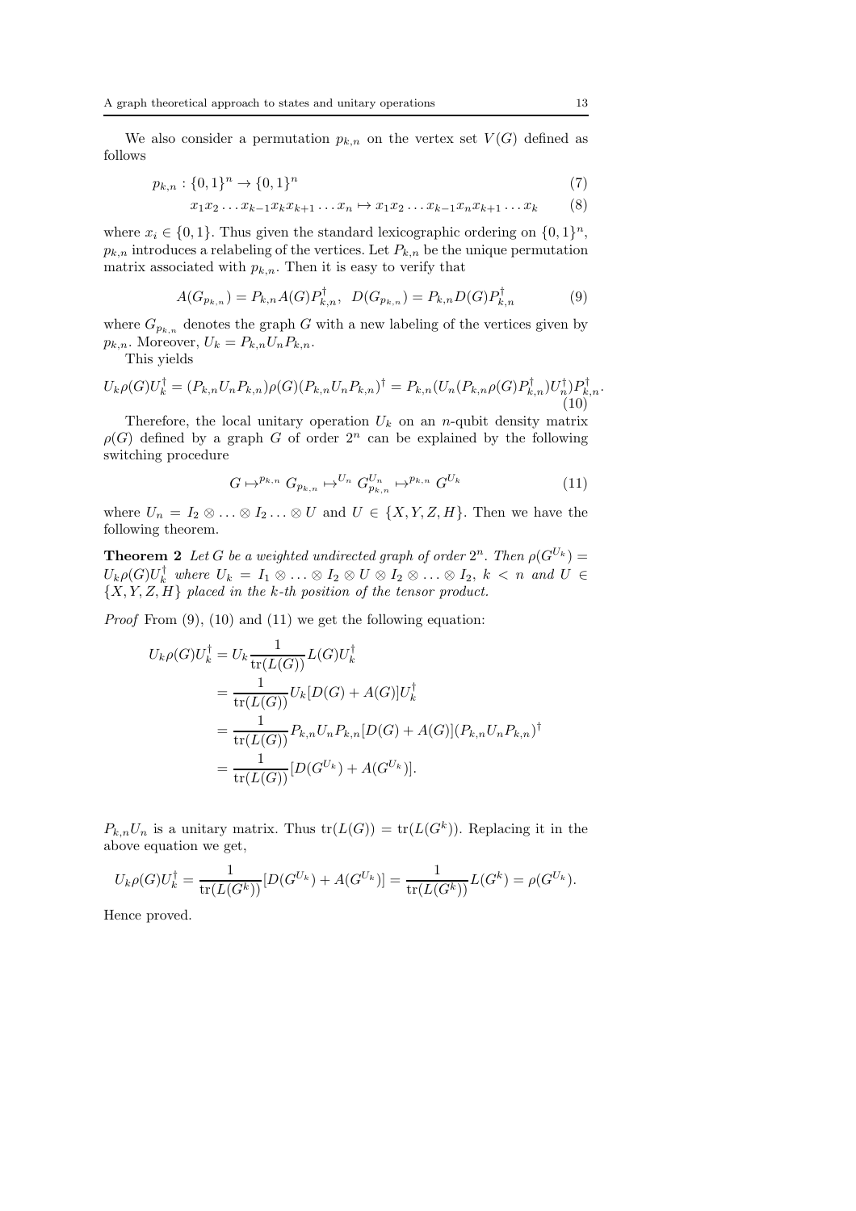We also consider a permutation $p_{k,n}$ on the vertex set $V(G)$ defined as follows

$$p_{k,n} : \{0,1\}^n \to \{0,1\}^n \tag{7}$$

$$x_1 x_2 \dots x_{k-1} x_k x_{k+1} \dots x_n \mapsto x_1 x_2 \dots x_{k-1} x_n x_{k+1} \dots x_k \tag{8}$$

where $x_i \in \{0,1\}$. Thus given the standard lexicographic ordering on $\{0,1\}^n$, $p_{k,n}$ introduces a relabeling of the vertices. Let $P_{k,n}$ be the unique permutation matrix associated with $p_{k,n}$. Then it is easy to verify that

$$A(G_{p_{k,n}}) = P_{k,n} A(G) P_{k,n}^\dagger, \quad D(G_{p_{k,n}}) = P_{k,n} D(G) P_{k,n}^\dagger \tag{9}$$

where $G_{p_{k,n}}$ denotes the graph $G$ with a new labeling of the vertices given by $p_{k,n}$. Moreover, $U_k = P_{k,n} U_n P_{k,n}$.

This yields

$$U_k \rho(G) U_k^\dagger = (P_{k,n} U_n P_{k,n}) \rho(G) (P_{k,n} U_n P_{k,n})^\dagger = P_{k,n} (U_n (P_{k,n} \rho(G) P_{k,n}^\dagger) U_n^\dagger) P_{k,n}^\dagger. \tag{10}$$

Therefore, the local unitary operation $U_k$ on an $n$-qubit density matrix $\rho(G)$ defined by a graph $G$ of order $2^n$ can be explained by the following switching procedure

$$G \mapsto^{p_{k,n}} G_{p_{k,n}} \mapsto^{U_n} G_{p_{k,n}}^{U_n} \mapsto^{p_{k,n}} G^{U_k} \tag{11}$$

where $U_n = I_2 \otimes \dots \otimes I_2 \dots \otimes U$ and $U \in \{X, Y, Z, H\}$. Then we have the following theorem.

**Theorem 2** *Let $G$ be a weighted undirected graph of order $2^n$. Then $\rho(G^{U_k}) = U_k \rho(G) U_k^\dagger$ where $U_k = I_1 \otimes \dots \otimes I_2 \otimes U \otimes I_2 \otimes \dots \otimes I_2$, $k < n$ and $U \in \{X, Y, Z, H\}$ placed in the $k$-th position of the tensor product.*

*Proof* From (9), (10) and (11) we get the following equation:

$$\begin{aligned}
U_k \rho(G) U_k^\dagger &= U_k \frac{1}{\operatorname{tr}(L(G))} L(G) U_k^\dagger \\
&= \frac{1}{\operatorname{tr}(L(G))} U_k [D(G) + A(G)] U_k^\dagger \\
&= \frac{1}{\operatorname{tr}(L(G))} P_{k,n} U_n P_{k,n} [D(G) + A(G)] (P_{k,n} U_n P_{k,n})^\dagger \\
&= \frac{1}{\operatorname{tr}(L(G))} [D(G^{U_k}) + A(G^{U_k})].
\end{aligned}$$

$P_{k,n} U_n$ is a unitary matrix. Thus $\operatorname{tr}(L(G)) = \operatorname{tr}(L(G^k))$. Replacing it in the above equation we get,

$$U_k \rho(G) U_k^\dagger = \frac{1}{\operatorname{tr}(L(G^k))} [D(G^{U_k}) + A(G^{U_k})] = \frac{1}{\operatorname{tr}(L(G^k))} L(G^k) = \rho(G^{U_k}).$$

Hence proved.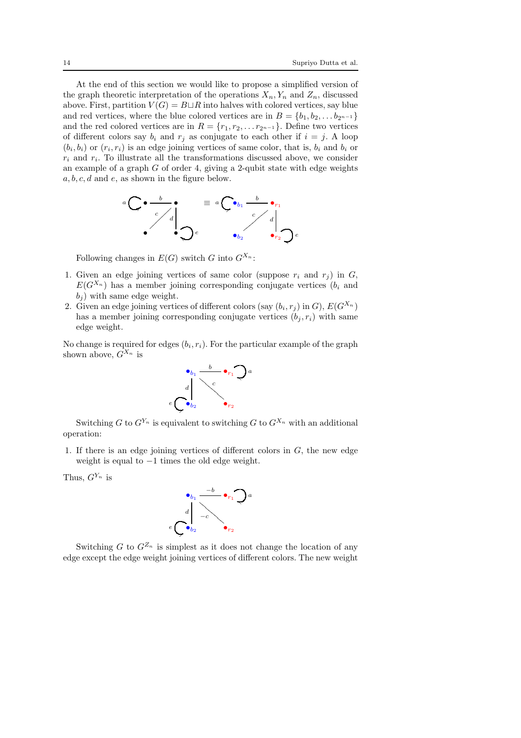At the end of this section we would like to propose a simplified version of the graph theoretic interpretation of the operations $X_n, Y_n$ and $Z_n$, discussed above. First, partition $V(G) = B \sqcup R$ into halves with colored vertices, say blue and red vertices, where the blue colored vertices are in $B = \{b_1, b_2, \dots b_{2^{n-1}}\}$ and the red colored vertices are in $R = \{r_1, r_2, \dots r_{2^{n-1}}\}$. Define two vertices of different colors say $b_i$ and $r_j$ as conjugate to each other if $i = j$. A loop $(b_i, b_i)$ or $(r_i, r_i)$ is an edge joining vertices of same color, that is, $b_i$ and $b_i$ or $r_i$ and $r_i$. To illustrate all the transformations discussed above, we consider an example of a graph $G$ of order 4, giving a 2-qubit state with edge weights $a, b, c, d$ and $e$, as shown in the figure below.

Following changes in $E(G)$ switch $G$ into $G^{X_n}$:

1. Given an edge joining vertices of same color (suppose $r_i$ and $r_j$) in $G$, $E(G^{X_n})$ has a member joining corresponding conjugate vertices ($b_i$ and $b_j$) with same edge weight.
2. Given an edge joining vertices of different colors (say $(b_i, r_j)$ in $G$), $E(G^{X_n})$ has a member joining corresponding conjugate vertices $(b_j, r_i)$ with same edge weight.

No change is required for edges $(b_i, r_i)$. For the particular example of the graph shown above, $G^{X_n}$ is

Switching $G$ to $G^{Y_n}$ is equivalent to switching $G$ to $G^{X_n}$ with an additional operation:

1. If there is an edge joining vertices of different colors in $G$, the new edge weight is equal to $-1$ times the old edge weight.

Thus, $G^{Y_n}$ is

Switching $G$ to $G^{Z_n}$ is simplest as it does not change the location of any edge except the edge weight joining vertices of different colors. The new weight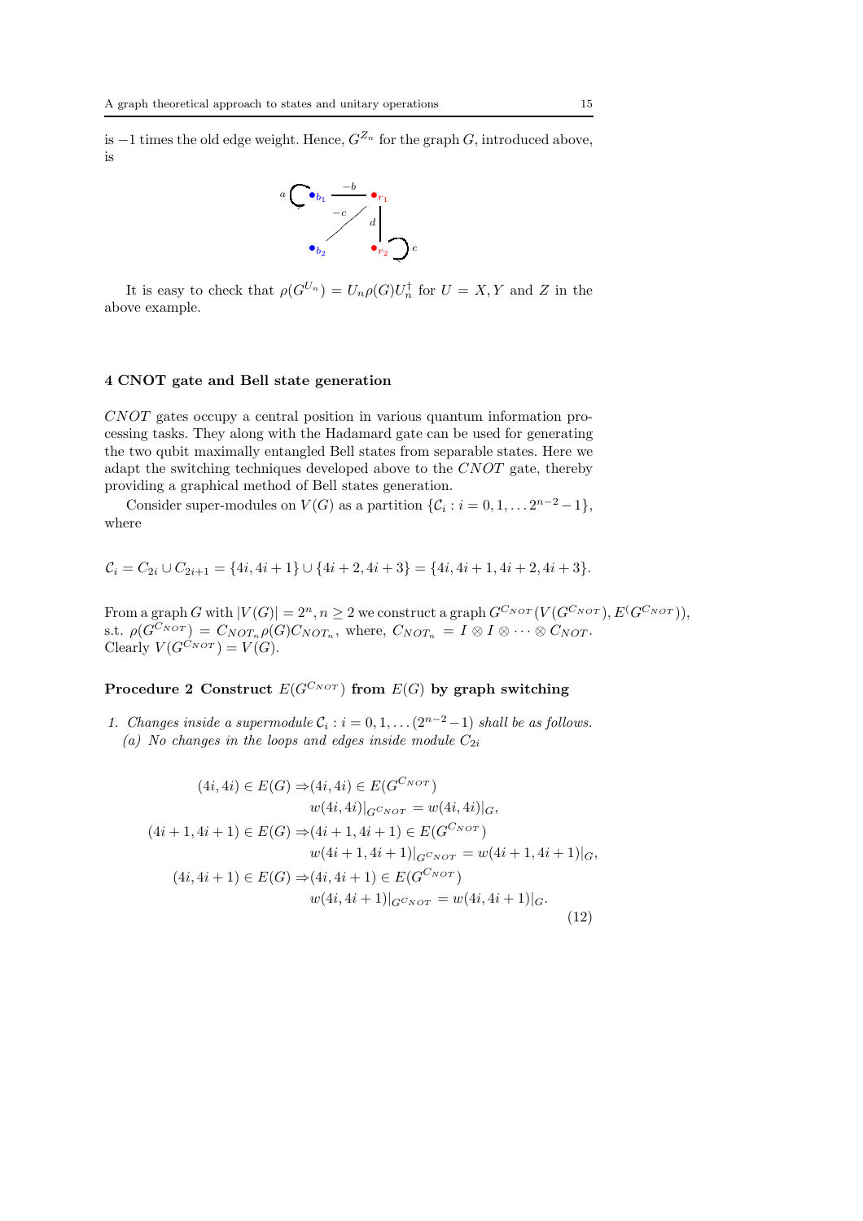is $-1$ times the old edge weight. Hence, $G^{Z_n}$ for the graph $G$, introduced above, is

It is easy to check that $\rho(G^{U_n}) = U_n \rho(G) U_n^\dagger$ for $U = X, Y$ and $Z$ in the above example.

## 4 CNOT gate and Bell state generation

*CNOT* gates occupy a central position in various quantum information processing tasks. They along with the Hadamard gate can be used for generating the two qubit maximally entangled Bell states from separable states. Here we adapt the switching techniques developed above to the *CNOT* gate, thereby providing a graphical method of Bell states generation.

Consider super-modules on $V(G)$ as a partition $\{\mathcal{C}_i : i = 0, 1, \dots 2^{n-2} - 1\}$, where

$$\mathcal{C}_i = C_{2i} \cup C_{2i+1} = \{4i, 4i+1\} \cup \{4i+2, 4i+3\} = \{4i, 4i+1, 4i+2, 4i+3\}.$$

From a graph $G$ with $|V(G)| = 2^n, n \geq 2$ we construct a graph $G^{C_{NOT}}(V(G^{C_{NOT}}), E(G^{C_{NOT}}))$, s.t. $\rho(G^{C_{NOT}}) = C_{NOT_n} \rho(G) C_{NOT_n}$, where, $C_{NOT_n} = I \otimes I \otimes \cdots \otimes C_{NOT}$. Clearly $V(G^{C_{NOT}}) = V(G)$.

**Procedure 2 Construct $E(G^{C_{NOT}})$ from $E(G)$ by graph switching**

1. *Changes inside a supermodule $\mathcal{C}_i : i = 0, 1, \dots (2^{n-2} - 1)$ shall be as follows.*
   (a) *No changes in the loops and edges inside module $C_{2i}$*

$$\begin{aligned}
(4i, 4i) \in E(G) \Rightarrow & (4i, 4i) \in E(G^{C_{NOT}}) \\
& w(4i, 4i)|_{G^{C_{NOT}}} = w(4i, 4i)|_G, \\
(4i+1, 4i+1) \in E(G) \Rightarrow & (4i+1, 4i+1) \in E(G^{C_{NOT}}) \\
& w(4i+1, 4i+1)|_{G^{C_{NOT}}} = w(4i+1, 4i+1)|_G, \\
(4i, 4i+1) \in E(G) \Rightarrow & (4i, 4i+1) \in E(G^{C_{NOT}}) \\
& w(4i, 4i+1)|_{G^{C_{NOT}}} = w(4i, 4i+1)|_G.
\end{aligned} \tag{12}$$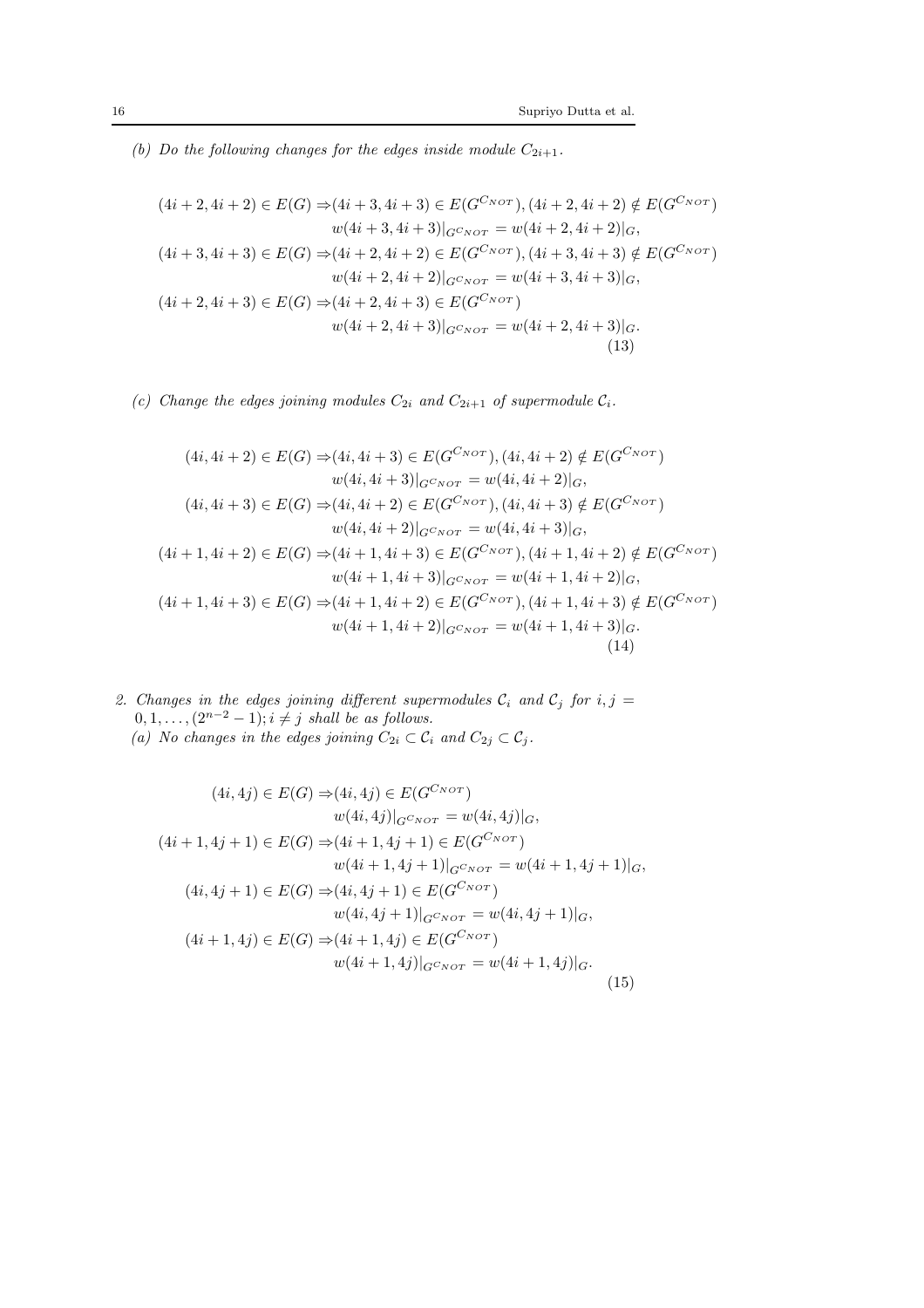(b) *Do the following changes for the edges inside module $C_{2i+1}$.*

$$
\begin{aligned}
(4i+2, 4i+2) \in E(G) \Rightarrow & (4i+3, 4i+3) \in E(G^{C_{NOT}}), (4i+2, 4i+2) \notin E(G^{C_{NOT}}) \\
& w(4i+3, 4i+3)|_{G^{C_{NOT}}} = w(4i+2, 4i+2)|_G, \\
(4i+3, 4i+3) \in E(G) \Rightarrow & (4i+2, 4i+2) \in E(G^{C_{NOT}}), (4i+3, 4i+3) \notin E(G^{C_{NOT}}) \\
& w(4i+2, 4i+2)|_{G^{C_{NOT}}} = w(4i+3, 4i+3)|_G, \\
(4i+2, 4i+3) \in E(G) \Rightarrow & (4i+2, 4i+3) \in E(G^{C_{NOT}}) \\
& w(4i+2, 4i+3)|_{G^{C_{NOT}}} = w(4i+2, 4i+3)|_G.
\end{aligned}
\tag{13}
$$

(c) *Change the edges joining modules $C_{2i}$ and $C_{2i+1}$ of supermodule $\mathcal{C}_i$.*

$$
\begin{aligned}
(4i, 4i+2) \in E(G) \Rightarrow & (4i, 4i+3) \in E(G^{C_{NOT}}), (4i, 4i+2) \notin E(G^{C_{NOT}}) \\
& w(4i, 4i+3)|_{G^{C_{NOT}}} = w(4i, 4i+2)|_G, \\
(4i, 4i+3) \in E(G) \Rightarrow & (4i, 4i+2) \in E(G^{C_{NOT}}), (4i, 4i+3) \notin E(G^{C_{NOT}}) \\
& w(4i, 4i+2)|_{G^{C_{NOT}}} = w(4i, 4i+3)|_G, \\
(4i+1, 4i+2) \in E(G) \Rightarrow & (4i+1, 4i+3) \in E(G^{C_{NOT}}), (4i+1, 4i+2) \notin E(G^{C_{NOT}}) \\
& w(4i+1, 4i+3)|_{G^{C_{NOT}}} = w(4i+1, 4i+2)|_G, \\
(4i+1, 4i+3) \in E(G) \Rightarrow & (4i+1, 4i+2) \in E(G^{C_{NOT}}), (4i+1, 4i+3) \notin E(G^{C_{NOT}}) \\
& w(4i+1, 4i+2)|_{G^{C_{NOT}}} = w(4i+1, 4i+3)|_G.
\end{aligned}
\tag{14}
$$

2. *Changes in the edges joining different supermodules $\mathcal{C}_i$ and $\mathcal{C}_j$ for $i, j = 0, 1, \dots, (2^{n-2} - 1); i \neq j$ shall be as follows.*
   (a) *No changes in the edges joining $C_{2i} \subset \mathcal{C}_i$ and $C_{2j} \subset \mathcal{C}_j$.*

$$
\begin{aligned}
(4i, 4j) \in E(G) \Rightarrow & (4i, 4j) \in E(G^{C_{NOT}}) \\
& w(4i, 4j)|_{G^{C_{NOT}}} = w(4i, 4j)|_G, \\
(4i+1, 4j+1) \in E(G) \Rightarrow & (4i+1, 4j+1) \in E(G^{C_{NOT}}) \\
& w(4i+1, 4j+1)|_{G^{C_{NOT}}} = w(4i+1, 4j+1)|_G, \\
(4i, 4j+1) \in E(G) \Rightarrow & (4i, 4j+1) \in E(G^{C_{NOT}}) \\
& w(4i, 4j+1)|_{G^{C_{NOT}}} = w(4i, 4j+1)|_G, \\
(4i+1, 4j) \in E(G) \Rightarrow & (4i+1, 4j) \in E(G^{C_{NOT}}) \\
& w(4i+1, 4j)|_{G^{C_{NOT}}} = w(4i+1, 4j)|_G.
\end{aligned}
\tag{15}
$$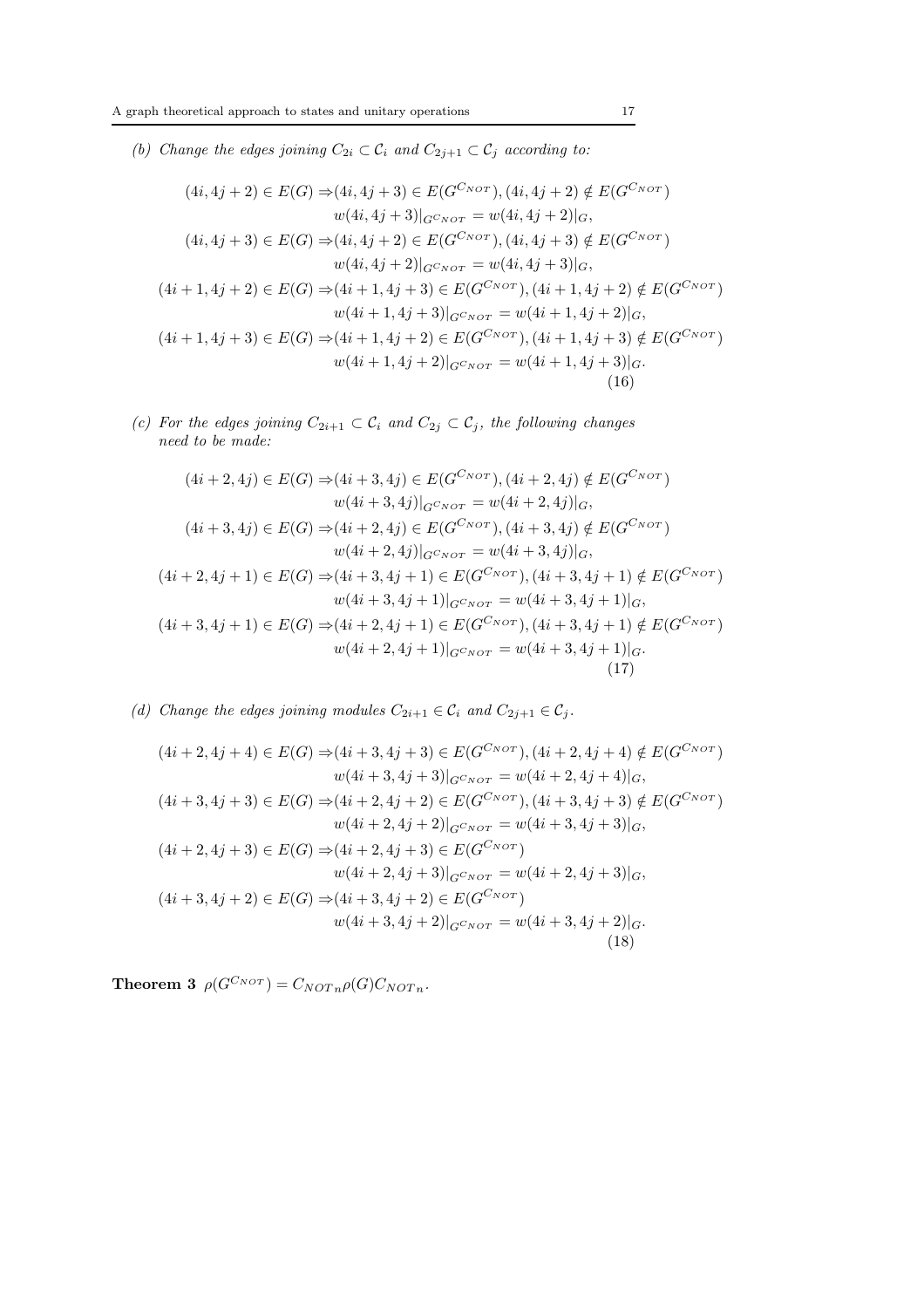*(b) Change the edges joining $C_{2i} \subset \mathcal{C}_i$ and $C_{2j+1} \subset \mathcal{C}_j$ according to:*

$$
\begin{aligned}
(4i, 4j+2) \in E(G) \Rightarrow & (4i, 4j+3) \in E(G^{C_{NOT}}), (4i, 4j+2) \notin E(G^{C_{NOT}}) \\
& w(4i, 4j+3)|_{G^{C_{NOT}}} = w(4i, 4j+2)|_G, \\
(4i, 4j+3) \in E(G) \Rightarrow & (4i, 4j+2) \in E(G^{C_{NOT}}), (4i, 4j+3) \notin E(G^{C_{NOT}}) \\
& w(4i, 4j+2)|_{G^{C_{NOT}}} = w(4i, 4j+3)|_G, \\
(4i+1, 4j+2) \in E(G) \Rightarrow & (4i+1, 4j+3) \in E(G^{C_{NOT}}), (4i+1, 4j+2) \notin E(G^{C_{NOT}}) \\
& w(4i+1, 4j+3)|_{G^{C_{NOT}}} = w(4i+1, 4j+2)|_G, \\
(4i+1, 4j+3) \in E(G) \Rightarrow & (4i+1, 4j+2) \in E(G^{C_{NOT}}), (4i+1, 4j+3) \notin E(G^{C_{NOT}}) \\
& w(4i+1, 4j+2)|_{G^{C_{NOT}}} = w(4i+1, 4j+3)|_G.
\end{aligned}
\tag{16}
$$

*(c) For the edges joining $C_{2i+1} \subset \mathcal{C}_i$ and $C_{2j} \subset \mathcal{C}_j$, the following changes need to be made:*

$$
\begin{aligned}
(4i+2, 4j) \in E(G) \Rightarrow & (4i+3, 4j) \in E(G^{C_{NOT}}), (4i+2, 4j) \notin E(G^{C_{NOT}}) \\
& w(4i+3, 4j))|_{G^{C_{NOT}}} = w(4i+2, 4j)|_G, \\
(4i+3, 4j) \in E(G) \Rightarrow & (4i+2, 4j) \in E(G^{C_{NOT}}), (4i+3, 4j) \notin E(G^{C_{NOT}}) \\
& w(4i+2, 4j))|_{G^{C_{NOT}}} = w(4i+3, 4j)|_G, \\
(4i+2, 4j+1) \in E(G) \Rightarrow & (4i+3, 4j+1) \in E(G^{C_{NOT}}), (4i+3, 4j+1) \notin E(G^{C_{NOT}}) \\
& w(4i+3, 4j+1)|_{G^{C_{NOT}}} = w(4i+3, 4j+1)|_G, \\
(4i+3, 4j+1) \in E(G) \Rightarrow & (4i+2, 4j+1) \in E(G^{C_{NOT}}), (4i+3, 4j+1) \notin E(G^{C_{NOT}}) \\
& w(4i+2, 4j+1)|_{G^{C_{NOT}}} = w(4i+3, 4j+1)|_G.
\end{aligned}
\tag{17}
$$

*(d) Change the edges joining modules $C_{2i+1} \in \mathcal{C}_i$ and $C_{2j+1} \in \mathcal{C}_j$.*

$$
\begin{aligned}
(4i+2, 4j+4) \in E(G) \Rightarrow & (4i+3, 4j+3) \in E(G^{C_{NOT}}), (4i+2, 4j+4) \notin E(G^{C_{NOT}}) \\
& w(4i+3, 4j+3)|_{G^{C_{NOT}}} = w(4i+2, 4j+4)|_G, \\
(4i+3, 4j+3) \in E(G) \Rightarrow & (4i+2, 4j+2) \in E(G^{C_{NOT}}), (4i+3, 4j+3) \notin E(G^{C_{NOT}}) \\
& w(4i+2, 4j+2)|_{G^{C_{NOT}}} = w(4i+3, 4j+3)|_G, \\
(4i+2, 4j+3) \in E(G) \Rightarrow & (4i+2, 4j+3) \in E(G^{C_{NOT}}) \\
& w(4i+2, 4j+3)|_{G^{C_{NOT}}} = w(4i+2, 4j+3)|_G, \\
(4i+3, 4j+2) \in E(G) \Rightarrow & (4i+3, 4j+2) \in E(G^{C_{NOT}}) \\
& w(4i+3, 4j+2)|_{G^{C_{NOT}}} = w(4i+3, 4j+2)|_G.
\end{aligned}
\tag{18}
$$

**Theorem 3** $\rho(G^{C_{NOT}}) = C_{NOT\,n}\rho(G)C_{NOT\,n}$.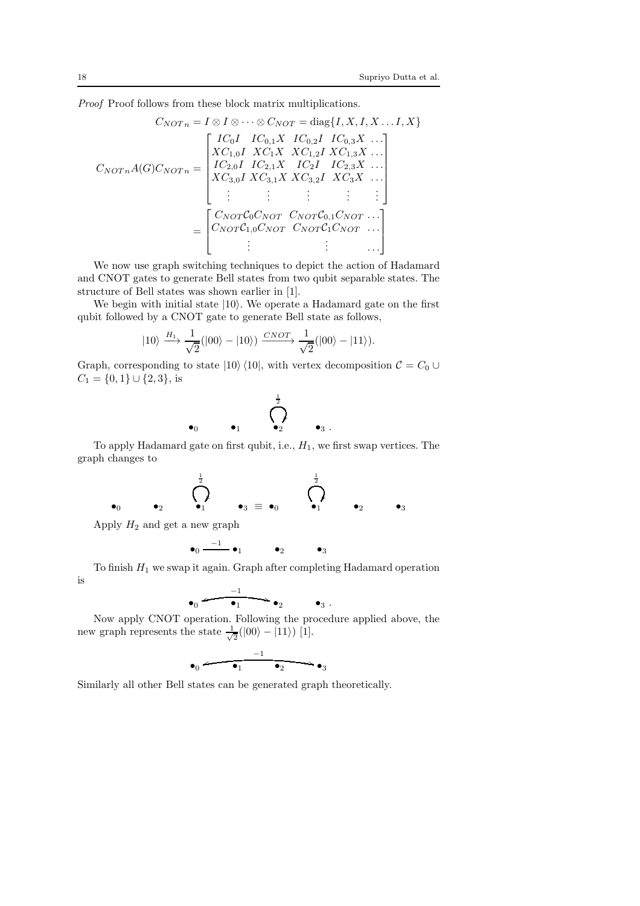*Proof* Proof follows from these block matrix multiplications.

$$C_{NOT\,n} = I \otimes I \otimes \cdots \otimes C_{NOT} = \text{diag}\{I, X, I, X \ldots I, X\}$$

$$C_{NOT\,n} A(G) C_{NOT\,n} = \begin{bmatrix} IC_0 I & IC_{0,1}X & IC_{0,2}I & IC_{0,3}X & \ldots \\ XC_{1,0}I & XC_1 X & XC_{1,2}I & XC_{1,3}X & \ldots \\ IC_{2,0}I & IC_{2,1}X & IC_2 I & IC_{2,3}X & \ldots \\ XC_{3,0}I & XC_{3,1}X & XC_{3,2}I & XC_3 X & \ldots \\ \vdots & \vdots & \vdots & \vdots & \vdots \end{bmatrix}$$

$$= \begin{bmatrix} C_{NOT}\mathcal{C}_0 C_{NOT} & C_{NOT}\mathcal{C}_{0,1}C_{NOT} & \ldots \\ C_{NOT}\mathcal{C}_{1,0}C_{NOT} & C_{NOT}\mathcal{C}_1 C_{NOT} & \ldots \\ \vdots & \vdots & \ldots \end{bmatrix}$$

We now use graph switching techniques to depict the action of Hadamard and CNOT gates to generate Bell states from two qubit separable states. The structure of Bell states was shown earlier in [1].

We begin with initial state $|10\rangle$. We operate a Hadamard gate on the first qubit followed by a CNOT gate to generate Bell state as follows,

$$|10\rangle \xrightarrow{H_1} \frac{1}{\sqrt{2}}(|00\rangle - |10\rangle) \xrightarrow{CNOT} \frac{1}{\sqrt{2}}(|00\rangle - |11\rangle).$$

Graph, corresponding to state $|10\rangle\langle 10|$, with vertex decomposition $\mathcal{C} = C_0 \cup C_1 = \{0,1\} \cup \{2,3\}$, is

$$\bullet_0 \qquad \bullet_1 \qquad \overset{\frac{1}{2}}{\circlearrowleft}\bullet_2 \qquad \bullet_3\ .$$

To apply Hadamard gate on first qubit, i.e., $H_1$, we first swap vertices. The graph changes to

$$\bullet_0 \qquad \bullet_2 \qquad \overset{\frac{1}{2}}{\circlearrowleft}\bullet_1 \qquad \bullet_3 \;\equiv\; \bullet_0 \qquad \overset{\frac{1}{2}}{\circlearrowleft}\bullet_1 \qquad \bullet_2 \qquad \bullet_3$$

Apply $H_2$ and get a new graph

$$\bullet_0 \xrightarrow{\;-1\;} \bullet_1 \qquad \bullet_2 \qquad \bullet_3$$

To finish $H_1$ we swap it again. Graph after completing Hadamard operation is

$$\bullet_0 \overset{-1}{\frown} \bullet_2 \quad (\bullet_1) \qquad \bullet_3\ .$$

Now apply CNOT operation. Following the procedure applied above, the new graph represents the state $\frac{1}{\sqrt{2}}(|00\rangle - |11\rangle)$ [1].

$$\bullet_0 \overset{-1}{\frown} \bullet_3 \quad (\bullet_1 \quad \bullet_2)$$

Similarly all other Bell states can be generated graph theoretically.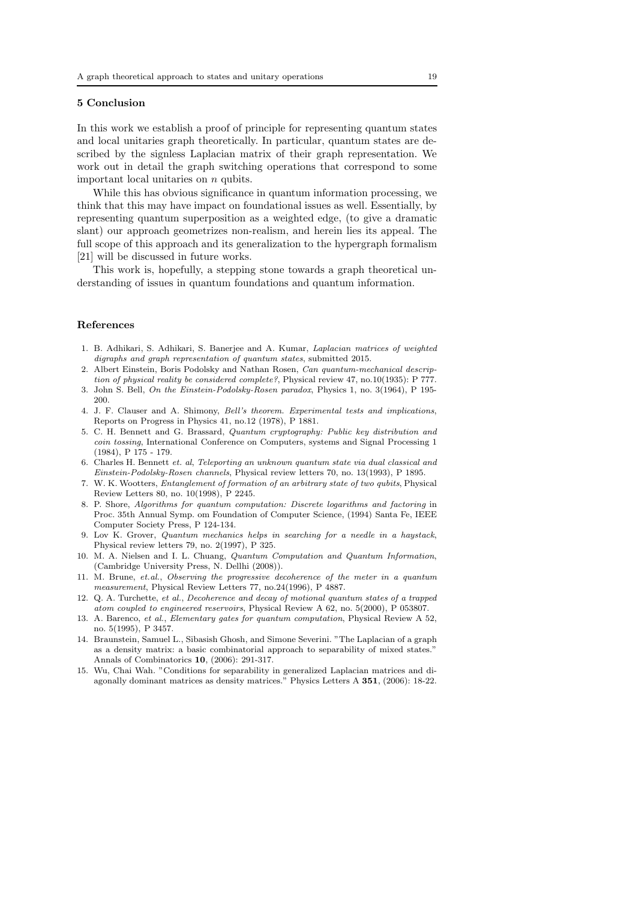## 5 Conclusion

In this work we establish a proof of principle for representing quantum states and local unitaries graph theoretically. In particular, quantum states are described by the signless Laplacian matrix of their graph representation. We work out in detail the graph switching operations that correspond to some important local unitaries on $n$ qubits.

While this has obvious significance in quantum information processing, we think that this may have impact on foundational issues as well. Essentially, by representing quantum superposition as a weighted edge, (to give a dramatic slant) our approach geometrizes non-realism, and herein lies its appeal. The full scope of this approach and its generalization to the hypergraph formalism [21] will be discussed in future works.

This work is, hopefully, a stepping stone towards a graph theoretical understanding of issues in quantum foundations and quantum information.

## References

1. B. Adhikari, S. Adhikari, S. Banerjee and A. Kumar, *Laplacian matrices of weighted digraphs and graph representation of quantum states*, submitted 2015.
2. Albert Einstein, Boris Podolsky and Nathan Rosen, *Can quantum-mechanical description of physical reality be considered complete?*, Physical review 47, no.10(1935): P 777.
3. John S. Bell, *On the Einstein-Podolsky-Rosen paradox*, Physics 1, no. 3(1964), P 195-200.
4. J. F. Clauser and A. Shimony, *Bell's theorem. Experimental tests and implications*, Reports on Progress in Physics 41, no.12 (1978), P 1881.
5. C. H. Bennett and G. Brassard, *Quantum cryptography: Public key distribution and coin tossing*, International Conference on Computers, systems and Signal Processing 1 (1984), P 175 - 179.
6. Charles H. Bennett *et. al*, *Teleporting an unknown quantum state via dual classical and Einstein-Podolsky-Rosen channels*, Physical review letters 70, no. 13(1993), P 1895.
7. W. K. Wootters, *Entanglement of formation of an arbitrary state of two qubits*, Physical Review Letters 80, no. 10(1998), P 2245.
8. P. Shore, *Algorithms for quantum computation: Discrete logarithms and factoring* in Proc. 35th Annual Symp. om Foundation of Computer Science, (1994) Santa Fe, IEEE Computer Society Press, P 124-134.
9. Lov K. Grover, *Quantum mechanics helps in searching for a needle in a haystack*, Physical review letters 79, no. 2(1997), P 325.
10. M. A. Nielsen and I. L. Chuang, *Quantum Computation and Quantum Information*, (Cambridge University Press, N. Dellhi (2008)).
11. M. Brune, *et.al.*, *Observing the progressive decoherence of the meter in a quantum measurement*, Physical Review Letters 77, no.24(1996), P 4887.
12. Q. A. Turchette, *et al.*, *Decoherence and decay of motional quantum states of a trapped atom coupled to engineered reservoirs*, Physical Review A 62, no. 5(2000), P 053807.
13. A. Barenco, *et al.*, *Elementary gates for quantum computation*, Physical Review A 52, no. 5(1995), P 3457.
14. Braunstein, Samuel L., Sibasish Ghosh, and Simone Severini. "The Laplacian of a graph as a density matrix: a basic combinatorial approach to separability of mixed states." Annals of Combinatorics **10**, (2006): 291-317.
15. Wu, Chai Wah. "Conditions for separability in generalized Laplacian matrices and diagonally dominant matrices as density matrices." Physics Letters A **351**, (2006): 18-22.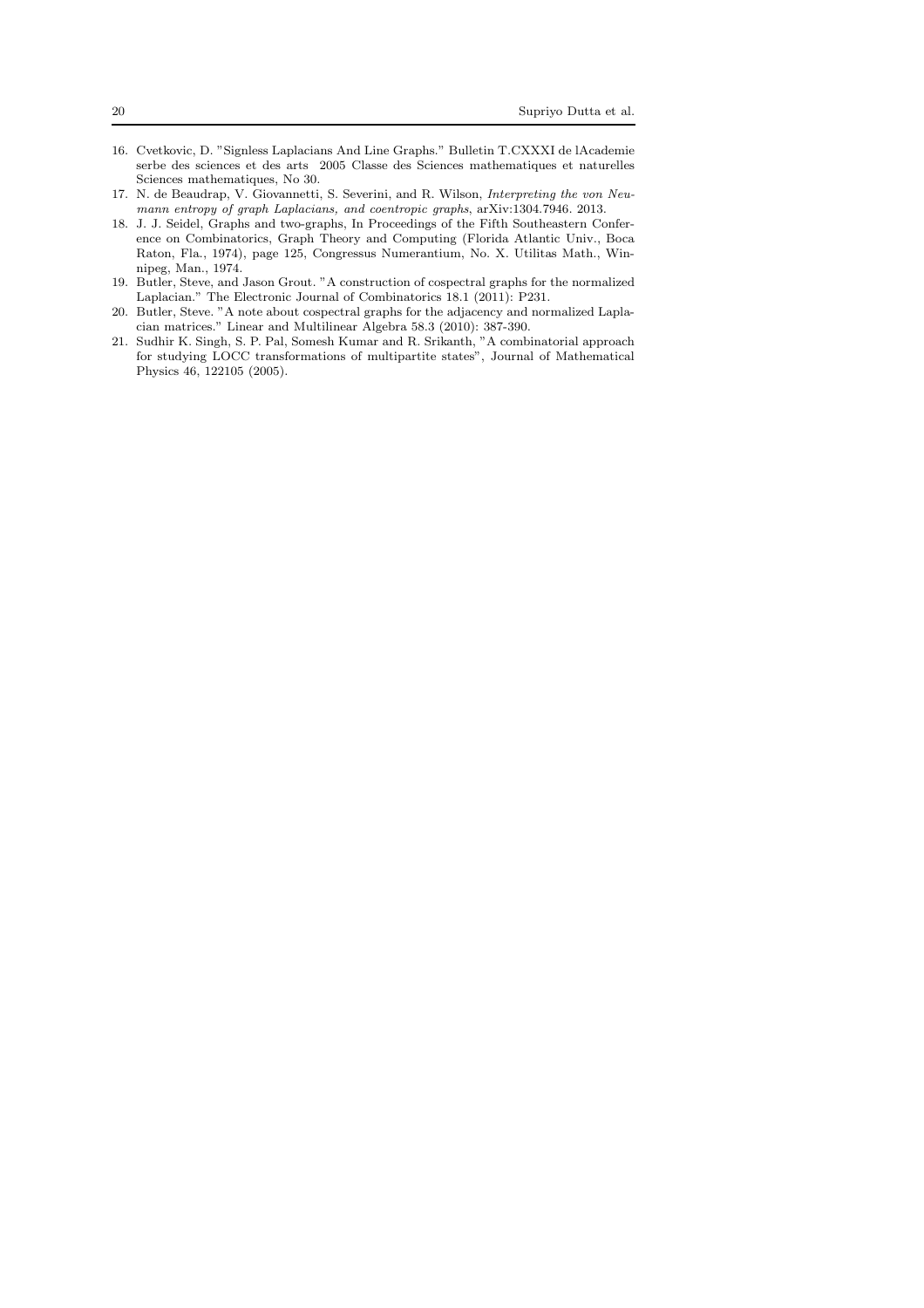16. Cvetkovic, D. "Signless Laplacians And Line Graphs." Bulletin T.CXXXI de lAcademie serbe des sciences et des arts 2005 Classe des Sciences mathematiques et naturelles Sciences mathematiques, No 30.
17. N. de Beaudrap, V. Giovannetti, S. Severini, and R. Wilson, *Interpreting the von Neumann entropy of graph Laplacians, and coentropic graphs*, arXiv:1304.7946. 2013.
18. J. J. Seidel, Graphs and two-graphs, In Proceedings of the Fifth Southeastern Conference on Combinatorics, Graph Theory and Computing (Florida Atlantic Univ., Boca Raton, Fla., 1974), page 125, Congressus Numerantium, No. X. Utilitas Math., Winnipeg, Man., 1974.
19. Butler, Steve, and Jason Grout. "A construction of cospectral graphs for the normalized Laplacian." The Electronic Journal of Combinatorics 18.1 (2011): P231.
20. Butler, Steve. "A note about cospectral graphs for the adjacency and normalized Laplacian matrices." Linear and Multilinear Algebra 58.3 (2010): 387-390.
21. Sudhir K. Singh, S. P. Pal, Somesh Kumar and R. Srikanth, "A combinatorial approach for studying LOCC transformations of multipartite states", Journal of Mathematical Physics 46, 122105 (2005).